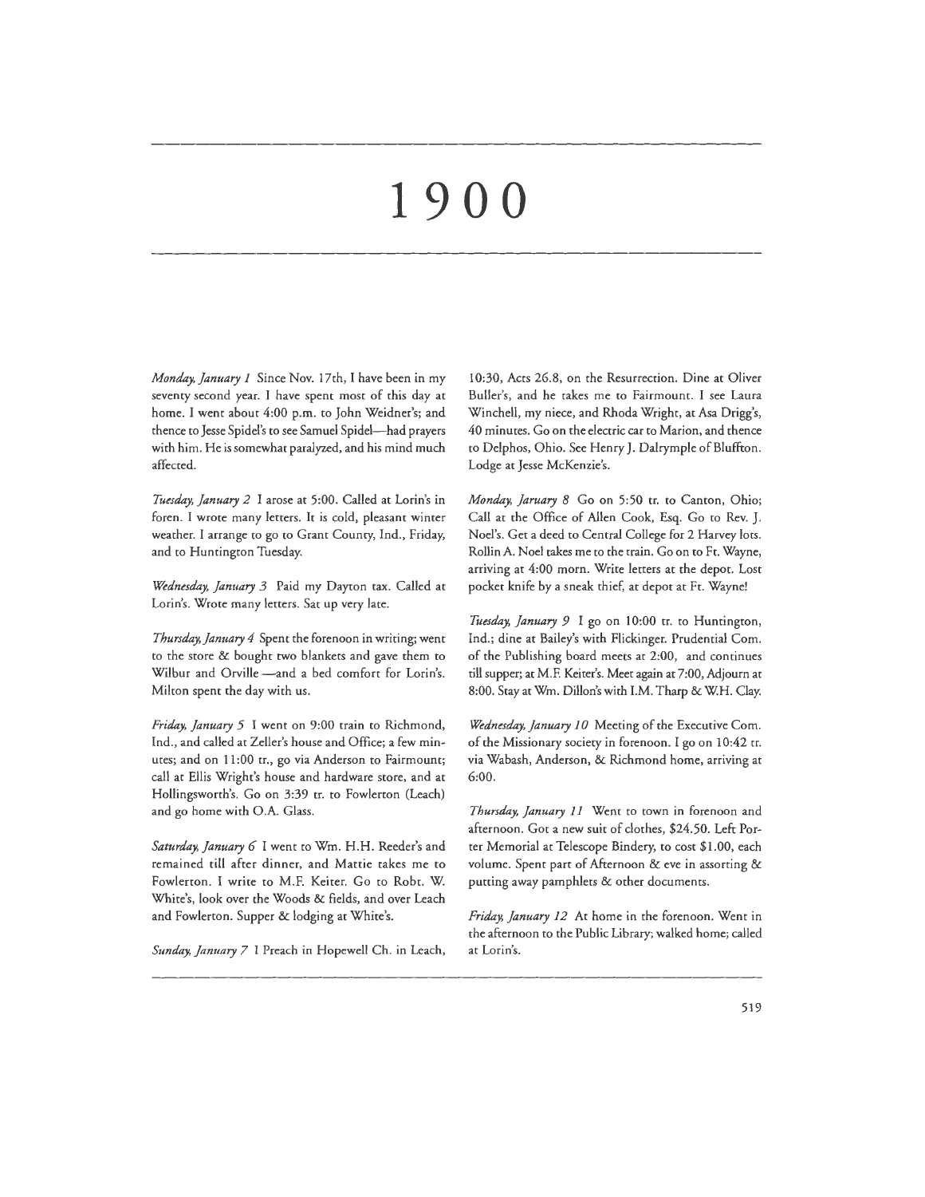# 1900

*Monday, January 1* Since Nov. 17th, I have been in my seventy second year. I have spent most of this day at home. I went about 4:00 p.m. to John Weidner's; and thence to Jesse Spidel's to see Samuel Spidel—had prayers with him. He is somewhat paralyzed, and his mind much affected.

*Tuesday, January 2* I arose at 5:00. Called at Lorin's in foren. I wrote many letters. It is cold, pleasant winter weather. I arrange to go to Grant County, Ind., Friday, and to Huntington Tuesday.

*Wednesday, January 3* Paid my Dayton tax. Called at Lorin's. Wrote many letters. Sat up very late.

*Thursday, January 4* Spent the forenoon in writing; went to the store & bought two blankets and gave them to Wilbur and Orville —and a bed comfort for Lorin's. Milton spent the day with us.

*Friday, January 5* I went on 9:00 train to Richmond, Ind., and called at Zeller's house and Office; a few minutes; and on 11:00 tr., go via Anderson to Fairmount; call at Ellis Wright's house and hardware store, and at Hollingsworth's. Go on 3:39 tr. to Fowlerton (Leach) and go home with O.A. Glass.

*Saturday, January 6* I went to Wm. H.H. Reeder's and remained till after dinner, and Mattie takes me to Fowlerton. I write to M.F. Keiter. Go to Robt. W. White's, look over the Woods & fields, and over Leach and Fowlerton. Supper & lodging at White's.

*Sunday, January 7* I Preach in Hopewell Ch. in Leach, 10:30, Acts 26.8, on the Resurrection. Dine at Oliver Buller's, and he takes me to Fairmount. I see Laura Winchell, my niece, and Rhoda Wright, at Asa Drigg's, 40 minutes. Go on the electric car to Marion, and thence to Delphos, Ohio. See Henry J. Dalrymple of Bluffton. Lodge at Jesse McKenzie's.

*Monday, January 8* Go on 5:50 tr. to Canton, Ohio; Call at the Office of Allen Cook, Esq. Go to Rev. J. Noel's. Get a deed to Central College for 2 Harvey lots. Rollin A. Noel takes me to the train. Go on to Ft. Wayne, arriving at 4:00 morn. Write letters at the depot. Lost pocket knife by a sneak thief, at depot at Ft. Wayne!

*Tuesday, January 9* I go on 10:00 tr. to Huntington, Ind.; dine at Bailey's with Flickinger. Prudential Com. of the Publishing board meets at 2:00, and continues till supper; at M.F. Keiter's. Meet again at 7:00, Adjourn at 8:00. Stay at Wm. Dillon's with I.M. Tharp & W.H. Clay.

*Wednesday, January 10* Meeting of the Executive Com. of the Missionary society in forenoon. I go on 10:42 tr. via Wabash, Anderson, & Richmond home, arriving at 6:00.

*Thursday, January 11* Went to town in forenoon and afternoon. Got a new suit of clothes, $24.50. Left Porter Memorial at Telescope Bindery, to cost $1.00, each volume. Spent part of Afternoon & eve in assorting & putting away pamphlets & other documents.

*Friday, January 12* At home in the forenoon. Went in the afternoon to the Public Library; walked home; called at Lorin's.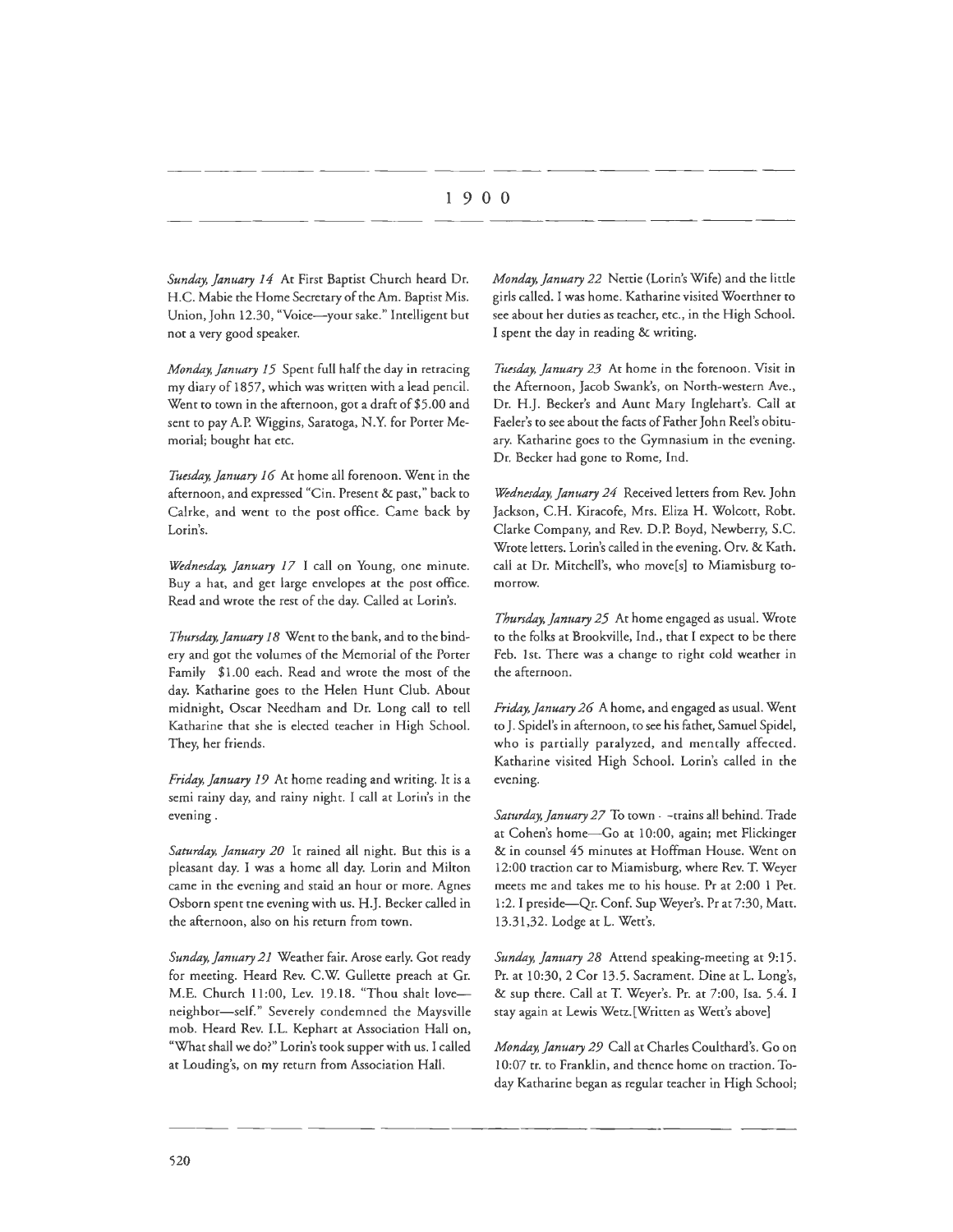# 1900

*Sunday, January 14* At First Baptist Church heard Dr. H.C. Mabie the Home Secretary of the Am. Baptist Mis. Union, John 12.30, "Voice—your sake." Intelligent but not a very good speaker.

*Monday, January 15* Spent full half the day in retracing my diary of 1857, which was written with a lead pencil. Went to town in the afternoon, got a draft of $5.00 and sent to pay A.P. Wiggins, Saratoga, N.Y. for Porter Memorial; bought hat etc.

*Tuesday, January 16* At home all forenoon. Went in the afternoon, and expressed "Cin. Present & past," back to Calrke, and went to the post office. Came back by Lorin's.

*Wednesday, January 17* I call on Young, one minute. Buy a hat, and get large envelopes at the post office. Read and wrote the rest of the day. Called at Lorin's.

*Thursday, January 18* Went to the bank, and to the bindery and got the volumes of the Memorial of the Porter Family $1.00 each. Read and wrote the most of the day. Katharine goes to the Helen Hunt Club. About midnight, Oscar Needham and Dr. Long call to tell Katharine that she is elected teacher in High School. They, her friends.

*Friday, January 19* At home reading and writing. It is a semi rainy day, and rainy night. I call at Lorin's in the evening.

*Saturday, January 20* It rained all night. But this is a pleasant day. I was a home all day. Lorin and Milton came in the evening and staid an hour or more. Agnes Osborn spent tne evening with us. H.J. Becker called in the afternoon, also on his return from town.

*Sunday, January 21* Weather fair. Arose early. Got ready for meeting. Heard Rev. C.W. Gullette preach at Gr. M.E. Church 11:00, Lev. 19.18. "Thou shalt love—neighbor—self." Severely condemned the Maysville mob. Heard Rev. I.L. Kephart at Association Hall on, "What shall we do?" Lorin's took supper with us. I called at Louding's, on my return from Association Hall.

*Monday, January 22* Nettie (Lorin's Wife) and the little girls called. I was home. Katharine visited Woerthner to see about her duties as teacher, etc., in the High School. I spent the day in reading & writing.

*Tuesday, January 23* At home in the forenoon. Visit in the Afternoon, Jacob Swank's, on North-western Ave., Dr. H.J. Becker's and Aunt Mary Inglehart's. Call at Faeler's to see about the facts of Father John Reel's obituary. Katharine goes to the Gymnasium in the evening. Dr. Becker had gone to Rome, Ind.

*Wednesday, January 24* Received letters from Rev. John Jackson, C.H. Kiracofe, Mrs. Eliza H. Wolcott, Robt. Clarke Company, and Rev. D.P. Boyd, Newberry, S.C. Wrote letters. Lorin's called in the evening. Orv. & Kath. call at Dr. Mitchell's, who move[s] to Miamisburg tomorrow.

*Thursday, January 25* At home engaged as usual. Wrote to the folks at Brookville, Ind., that I expect to be there Feb. 1st. There was a change to right cold weather in the afternoon.

*Friday, January 26* A home, and engaged as usual. Went to J. Spidel's in afternoon, to see his father, Samuel Spidel, who is partially paralyzed, and mentally affected. Katharine visited High School. Lorin's called in the evening.

*Saturday, January 27* To town - -trains all behind. Trade at Cohen's home—Go at 10:00, again; met Flickinger & in counsel 45 minutes at Hoffman House. Went on 12:00 traction car to Miamisburg, where Rev. T. Weyer meets me and takes me to his house. Pr at 2:00 1 Pet. 1:2. I preside—Qr. Conf. Sup Weyer's. Pr at 7:30, Matt. 13.31,32. Lodge at L. Wett's.

*Sunday, January 28* Attend speaking-meeting at 9:15. Pr. at 10:30, 2 Cor 13.5. Sacrament. Dine at L. Long's, & sup there. Call at T. Weyer's. Pr. at 7:00, Isa. 5.4. I stay again at Lewis Wetz.[Written as Wett's above]

*Monday, January 29* Call at Charles Coulthard's. Go on 10:07 tr. to Franklin, and thence home on traction. Today Katharine began as regular teacher in High School;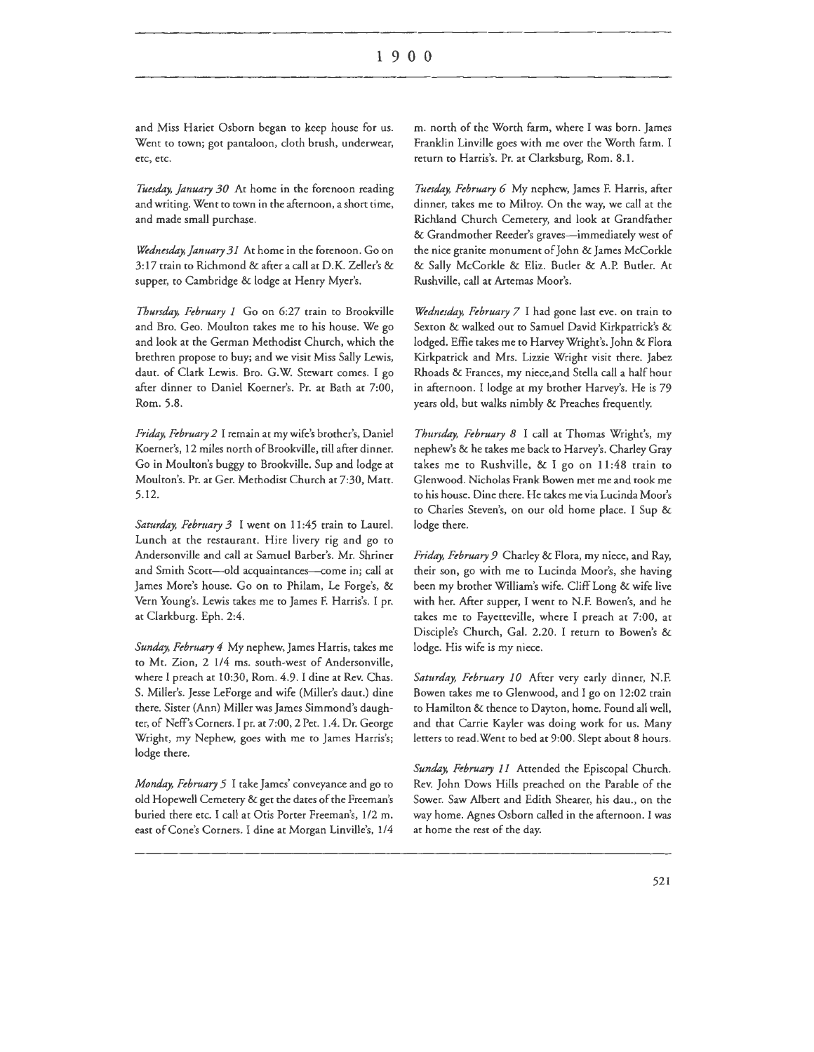and Miss Hariet Osborn began to keep house for us. Went to town; got pantaloon, cloth brush, underwear, etc, etc.

*Tuesday, January 30* At home in the forenoon reading and writing. Went to town in the afternoon, a short time, and made small purchase.

*Wednesday, January 31* At home in the forenoon. Go on 3:17 train to Richmond & after a call at D.K. Zeller's & supper, to Cambridge & lodge at Henry Myer's.

*Thursday, February 1* Go on 6:27 train to Brookville and Bro. Geo. Moulton takes me to his house. We go and look at the German Methodist Church, which the brethren propose to buy; and we visit Miss Sally Lewis, daut. of Clark Lewis. Bro. G.W. Stewart comes. I go after dinner to Daniel Koerner's. Pr. at Bath at 7:00, Rom. 5.8.

*Friday, February 2* I remain at my wife's brother's, Daniel Koerner's, 12 miles north of Brookville, till after dinner. Go in Moulton's buggy to Brookville. Sup and lodge at Moulton's. Pr. at Ger. Methodist Church at 7:30, Matt. 5.12.

*Saturday, February 3* I went on 11:45 train to Laurel. Lunch at the restaurant. Hire livery rig and go to Andersonville and call at Samuel Barber's. Mr. Shriner and Smith Scott—old acquaintances—come in; call at James More's house. Go on to Philam, Le Forge's, & Vern Young's. Lewis takes me to James F. Harris's. I pr. at Clarkburg. Eph. 2:4.

*Sunday, February 4* My nephew, James Harris, takes me to Mt. Zion, 2 1/4 ms. south-west of Andersonville, where I preach at 10:30, Rom. 4.9. I dine at Rev. Chas. S. Miller's. Jesse LeForge and wife (Miller's daut.) dine there. Sister (Ann) Miller was James Simmond's daughter, of Neff's Corners. I pr. at 7:00, 2 Pet. 1.4. Dr. George Wright, my Nephew, goes with me to James Harris's; lodge there.

*Monday, February 5* I take James' conveyance and go to old Hopewell Cemetery & get the dates of the Freeman's buried there etc. I call at Otis Porter Freeman's, 1/2 m. east of Cone's Corners. I dine at Morgan Linville's, 1/4 m. north of the Worth farm, where I was born. James Franklin Linville goes with me over the Worth farm. I return to Harris's. Pr. at Clarksburg, Rom. 8.1.

*Tuesday, February 6* My nephew, James F. Harris, after dinner, takes me to Milroy. On the way, we call at the Richland Church Cemetery, and look at Grandfather & Grandmother Reeder's graves—immediately west of the nice granite monument of John & James McCorkle & Sally McCorkle & Eliz. Butler & A.P. Butler. At Rushville, call at Artemas Moor's.

*Wednesday, February 7* I had gone last eve. on train to Sexton & walked out to Samuel David Kirkpatrick's & lodged. Effie takes me to Harvey Wright's. John & Flora Kirkpatrick and Mrs. Lizzie Wright visit there. Jabez Rhoads & Frances, my niece,and Stella call a half hour in afternoon. I lodge at my brother Harvey's. He is 79 years old, but walks nimbly & Preaches frequently.

*Thursday, February 8* I call at Thomas Wright's, my nephew's & he takes me back to Harvey's. Charley Gray takes me to Rushville, & I go on 11:48 train to Glenwood. Nicholas Frank Bowen met me and took me to his house. Dine there. He takes me via Lucinda Moor's to Charles Steven's, on our old home place. I Sup & lodge there.

*Friday, February 9* Charley & Flora, my niece, and Ray, their son, go with me to Lucinda Moor's, she having been my brother William's wife. Cliff Long & wife live with her. After supper, I went to N.F. Bowen's, and he takes me to Fayetteville, where I preach at 7:00, at Disciple's Church, Gal. 2.20. I return to Bowen's & lodge. His wife is my niece.

*Saturday, February 10* After very early dinner, N.F. Bowen takes me to Glenwood, and I go on 12:02 train to Hamilton & thence to Dayton, home. Found all well, and that Carrie Kayler was doing work for us. Many letters to read.Went to bed at 9:00. Slept about 8 hours.

*Sunday, February 11* Attended the Episcopal Church. Rev. John Dows Hills preached on the Parable of the Sower. Saw Albert and Edith Shearer, his dau., on the way home. Agnes Osborn called in the afternoon. I was at home the rest of the day.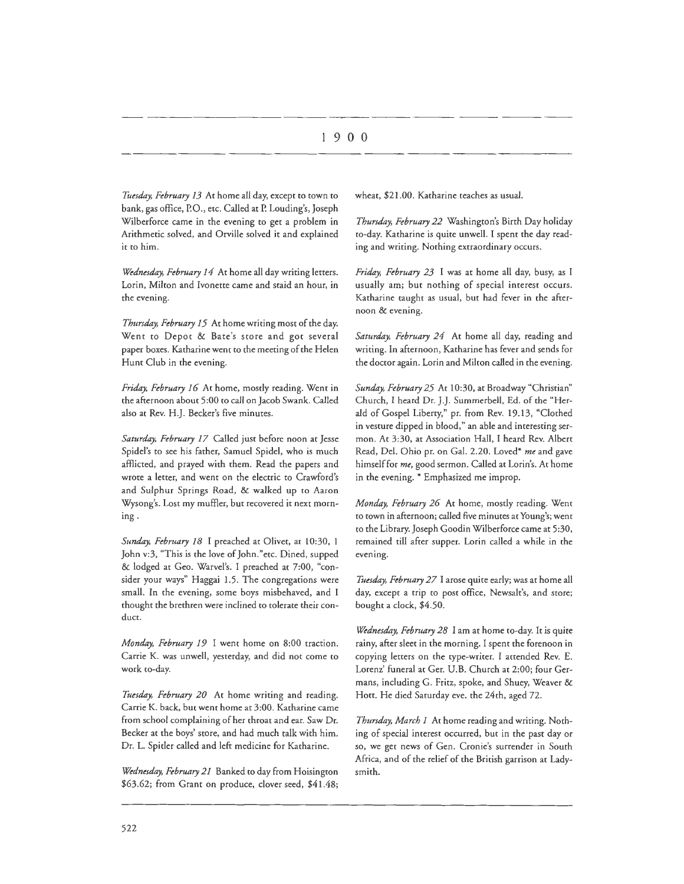# 1900

*Tuesday, February 13* At home all day, except to town to bank, gas office, P.O., etc. Called at P. Louding's, Joseph Wilberforce came in the evening to get a problem in Arithmetic solved, and Orville solved it and explained it to him.

*Wednesday, February 14* At home all day writing letters. Lorin, Milton and Ivonette came and staid an hour, in the evening.

*Thursday, February 15* At home writing most of the day. Went to Depot & Bate's store and got several paper boxes. Katharine went to the meeting of the Helen Hunt Club in the evening.

*Friday, February 16* At home, mostly reading. Went in the afternoon about 5:00 to call on Jacob Swank. Called also at Rev. H.J. Becker's five minutes.

*Saturday, February 17* Called just before noon at Jesse Spidel's to see his father, Samuel Spidel, who is much afflicted, and prayed with them. Read the papers and wrote a letter, and went on the electric to Crawford's and Sulphur Springs Road, & walked up to Aaron Wysong's. Lost my muffler, but recovered it next morning .

*Sunday, February 18* I preached at Olivet, at 10:30, 1 John v:3, "This is the love of John."etc. Dined, supped & lodged at Geo. Warvel's. I preached at 7:00, "consider your ways" Haggai 1.5. The congregations were small. In the evening, some boys misbehaved, and I thought the brethren were inclined to tolerate their conduct.

*Monday, February 19* I went home on 8:00 traction. Carrie K. was unwell, yesterday, and did not come to work to-day.

*Tuesday, February 20* At home writing and reading. Carrie K. back, but went home at 3:00. Katharine came from school complaining of her throat and ear. Saw Dr. Becker at the boys' store, and had much talk with him. Dr. L. Spitler called and left medicine for Katharine.

*Wednesday, February 21* Banked to day from Hoisington \$63.62; from Grant on produce, clover seed, \$41.48; wheat, \$21.00. Katharine teaches as usual.

*Thursday, February 22* Washington's Birth Day holiday to-day. Katharine is quite unwell. I spent the day reading and writing. Nothing extraordinary occurs.

*Friday, February 23* I was at home all day, busy, as I usually am; but nothing of special interest occurs. Katharine taught as usual, but had fever in the afternoon & evening.

*Saturday, February 24* At home all day, reading and writing. In afternoon, Katharine has fever and sends for the doctor again. Lorin and Milton called in the evening.

*Sunday, February 25* At 10:30, at Broadway "Christian" Church, I heard Dr. J.J. Summerbell, Ed. of the "Herald of Gospel Liberty," pr. from Rev. 19.13, "Clothed in vesture dipped in blood," an able and interesting sermon. At 3:30, at Association Hall, I heard Rev. Albert Read, Del. Ohio pr. on Gal. 2.20. Loved* *me* and gave himself for *me*, good sermon. Called at Lorin's. At home in the evening. * Emphasized me improp.

*Monday, February 26* At home, mostly reading. Went to town in afternoon; called five minutes at Young's; went to the Library. Joseph Goodin Wilberforce came at 5:30, remained till after supper. Lorin called a while in the evening.

*Tuesday, February 27* I arose quite early; was at home all day, except a trip to post office, Newsalt's, and store; bought a clock, \$4.50.

*Wednesday, February 28* I am at home to-day. It is quite rainy, after sleet in the morning. I spent the forenoon in copying letters on the type-writer. I attended Rev. E. Lorenz' funeral at Ger. U.B. Church at 2:00; four Germans, including G. Fritz, spoke, and Shuey, Weaver & Hott. He died Saturday eve. the 24th, aged 72.

*Thursday, March 1* At home reading and writing. Nothing of special interest occurred, but in the past day or so, we get news of Gen. Cronie's surrender in South Africa, and of the relief of the British garrison at Ladysmith.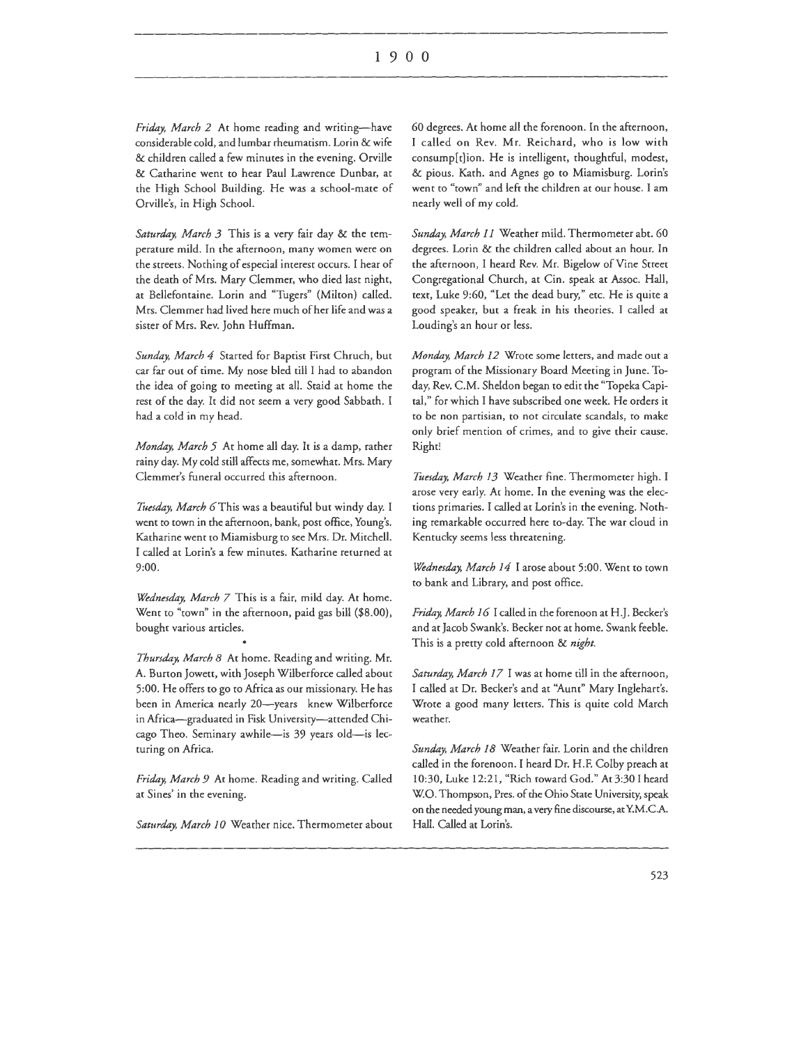*Friday, March 2* At home reading and writing—have considerable cold, and lumbar rheumatism. Lorin & wife & children called a few minutes in the evening. Orville & Catharine went to hear Paul Lawrence Dunbar, at the High School Building. He was a school-mate of Orville's, in High School.

*Saturday, March 3* This is a very fair day & the temperature mild. In the afternoon, many women were on the streets. Nothing of especial interest occurs. I hear of the death of Mrs. Mary Clemmer, who died last night, at Bellefontaine. Lorin and "Tugers" (Milton) called. Mrs. Clemmer had lived here much of her life and was a sister of Mrs. Rev. John Huffman.

*Sunday, March 4* Started for Baptist First Chruch, but car far out of time. My nose bled till I had to abandon the idea of going to meeting at all. Staid at home the rest of the day. It did not seem a very good Sabbath. I had a cold in my head.

*Monday, March 5* At home all day. It is a damp, rather rainy day. My cold still affects me, somewhat. Mrs. Mary Clemmer's funeral occurred this afternoon.

*Tuesday, March 6* This was a beautiful but windy day. I went to town in the afternoon, bank, post office, Young's. Katharine went to Miamisburg to see Mrs. Dr. Mitchell. I called at Lorin's a few minutes. Katharine returned at 9:00.

*Wednesday, March 7* This is a fair, mild day. At home. Went to "town" in the afternoon, paid gas bill ($8.00), bought various articles.

*Thursday, March 8* At home. Reading and writing. Mr. A. Burton Jowett, with Joseph Wilberforce called about 5:00. He offers to go to Africa as our missionary. He has been in America nearly 20—years knew Wilberforce in Africa—graduated in Fisk University—attended Chicago Theo. Seminary awhile—is 39 years old—is lecturing on Africa.

*Friday, March 9* At home. Reading and writing. Called at Sines' in the evening.

*Saturday, March 10* Weather nice. Thermometer about 60 degrees. At home all the forenoon. In the afternoon, I called on Rev. Mr. Reichard, who is low with consump[t]ion. He is intelligent, thoughtful, modest, & pious. Kath. and Agnes go to Miamisburg. Lorin's went to "town" and left the children at our house. I am nearly well of my cold.

*Sunday, March 11* Weather mild. Thermometer abt. 60 degrees. Lorin & the children called about an hour. In the afternoon, I heard Rev. Mr. Bigelow of Vine Street Congregational Church, at Cin. speak at Assoc. Hall, text, Luke 9:60, "Let the dead bury," etc. He is quite a good speaker, but a freak in his theories. I called at Louding's an hour or less.

*Monday, March 12* Wrote some letters, and made out a program of the Missionary Board Meeting in June. To-day, Rev. C.M. Sheldon began to edit the "Topeka Capital," for which I have subscribed one week. He orders it to be non partisian, to not circulate scandals, to make only brief mention of crimes, and to give their cause. Right!

*Tuesday, March 13* Weather fine. Thermometer high. I arose very early. At home. In the evening was the elections primaries. I called at Lorin's in the evening. Nothing remarkable occurred here to-day. The war cloud in Kentucky seems less threatening.

*Wednesday, March 14* I arose about 5:00. Went to town to bank and Library, and post office.

*Friday, March 16* I called in the forenoon at H.J. Becker's and at Jacob Swank's. Becker not at home. Swank feeble. This is a pretty cold afternoon & *night*.

*Saturday, March 17* I was at home till in the afternoon, I called at Dr. Becker's and at "Aunt" Mary Inglehart's. Wrote a good many letters. This is quite cold March weather.

*Sunday, March 18* Weather fair. Lorin and the children called in the forenoon. I heard Dr. H.F. Colby preach at 10:30, Luke 12:21, "Rich toward God." At 3:30 I heard W.O. Thompson, Pres. of the Ohio State University, speak on the needed young man, a very fine discourse, at Y.M.C.A. Hall. Called at Lorin's.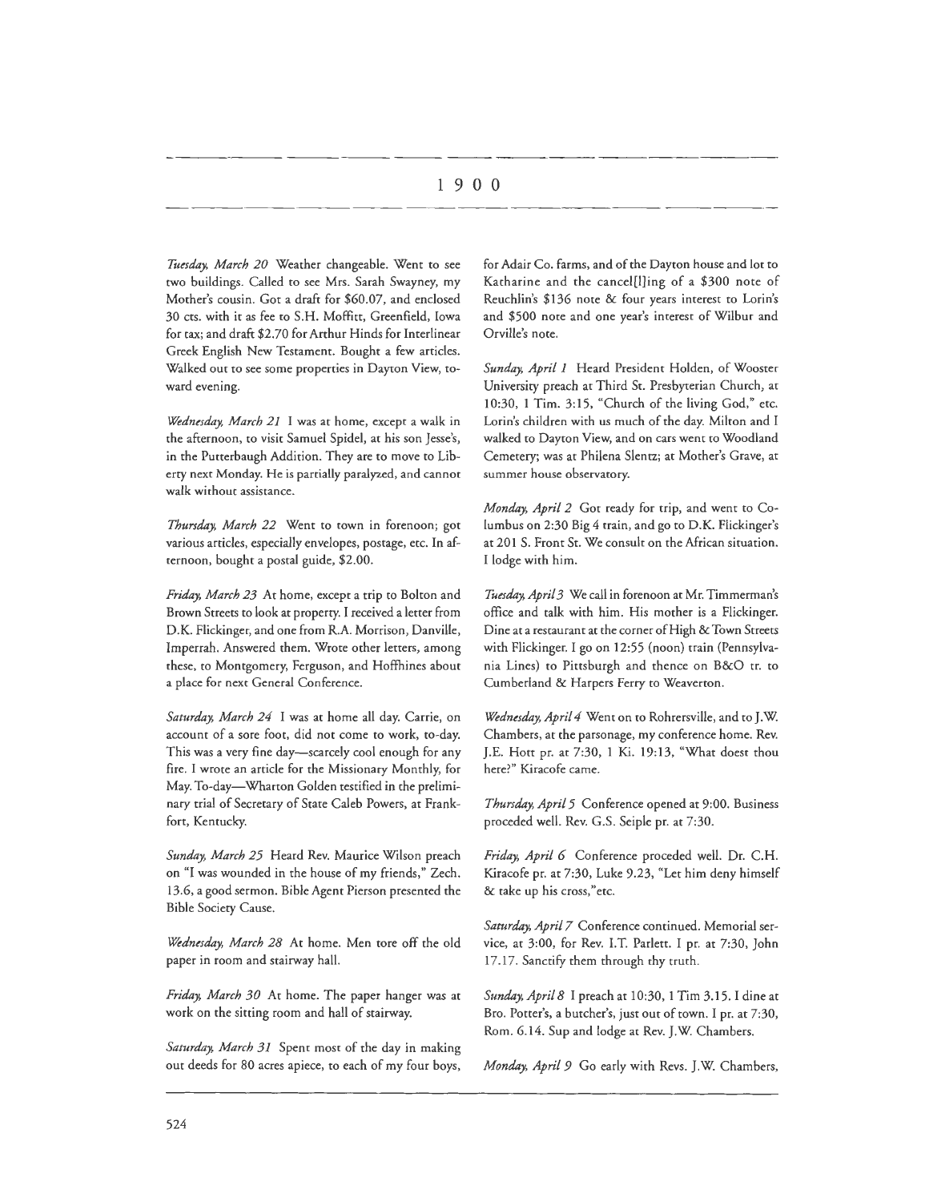# 1900

*Tuesday, March 20* Weather changeable. Went to see two buildings. Called to see Mrs. Sarah Swayney, my Mother's cousin. Got a draft for $60.07, and enclosed 30 cts. with it as fee to S.H. Moffitt, Greenfield, Iowa for tax; and draft $2.70 for Arthur Hinds for Interlinear Greek English New Testament. Bought a few articles. Walked out to see some properties in Dayton View, toward evening.

*Wednesday, March 21* I was at home, except a walk in the afternoon, to visit Samuel Spidel, at his son Jesse's, in the Putterbaugh Addition. They are to move to Liberty next Monday. He is partially paralyzed, and cannot walk without assistance.

*Thursday, March 22* Went to town in forenoon; got various articles, especially envelopes, postage, etc. In afternoon, bought a postal guide, $2.00.

*Friday, March 23* At home, except a trip to Bolton and Brown Streets to look at property. I received a letter from D.K. Flickinger, and one from R.A. Morrison, Danville, Imperrah. Answered them. Wrote other letters, among these, to Montgomery, Ferguson, and Hoffhines about a place for next General Conference.

*Saturday, March 24* I was at home all day. Carrie, on account of a sore foot, did not come to work, to-day. This was a very fine day—scarcely cool enough for any fire. I wrote an article for the Missionary Monthly, for May. To-day—Wharton Golden testified in the preliminary trial of Secretary of State Caleb Powers, at Frankfort, Kentucky.

*Sunday, March 25* Heard Rev. Maurice Wilson preach on "I was wounded in the house of my friends," Zech. 13.6, a good sermon. Bible Agent Pierson presented the Bible Society Cause.

*Wednesday, March 28* At home. Men tore off the old paper in room and stairway hall.

*Friday, March 30* At home. The paper hanger was at work on the sitting room and hall of stairway.

*Saturday, March 31* Spent most of the day in making out deeds for 80 acres apiece, to each of my four boys, for Adair Co. farms, and of the Dayton house and lot to Katharine and the cancel[l]ing of a $300 note of Reuchlin's $136 note & four years interest to Lorin's and $500 note and one year's interest of Wilbur and Orville's note.

*Sunday, April 1* Heard President Holden, of Wooster University preach at Third St. Presbyterian Church, at 10:30, 1 Tim. 3:15, "Church of the living God," etc. Lorin's children with us much of the day. Milton and I walked to Dayton View, and on cars went to Woodland Cemetery; was at Philena Slentz; at Mother's Grave, at summer house observatory.

*Monday, April 2* Got ready for trip, and went to Columbus on 2:30 Big 4 train, and go to D.K. Flickinger's at 201 S. Front St. We consult on the African situation. I lodge with him.

*Tuesday, April 3* We call in forenoon at Mr. Timmerman's office and talk with him. His mother is a Flickinger. Dine at a restaurant at the corner of High & Town Streets with Flickinger. I go on 12:55 (noon) train (Pennsylvania Lines) to Pittsburgh and thence on B&O tr. to Cumberland & Harpers Ferry to Weaverton.

*Wednesday, April 4* Went on to Rohrersville, and to J.W. Chambers, at the parsonage, my conference home. Rev. J.E. Hott pr. at 7:30, 1 Ki. 19:13, "What doest thou here?" Kiracofe came.

*Thursday, April 5* Conference opened at 9:00. Business proceded well. Rev. G.S. Seiple pr. at 7:30.

*Friday, April 6* Conference proceded well. Dr. C.H. Kiracofe pr. at 7:30, Luke 9.23, "Let him deny himself & take up his cross,"etc.

*Saturday, April 7* Conference continued. Memorial service, at 3:00, for Rev. I.T. Parlett. I pr. at 7:30, John 17.17. Sanctify them through thy truth.

*Sunday, April 8* I preach at 10:30, 1 Tim 3.15. I dine at Bro. Potter's, a butcher's, just out of town. I pr. at 7:30, Rom. 6.14. Sup and lodge at Rev. J.W. Chambers.

*Monday, April 9* Go early with Revs. J.W. Chambers,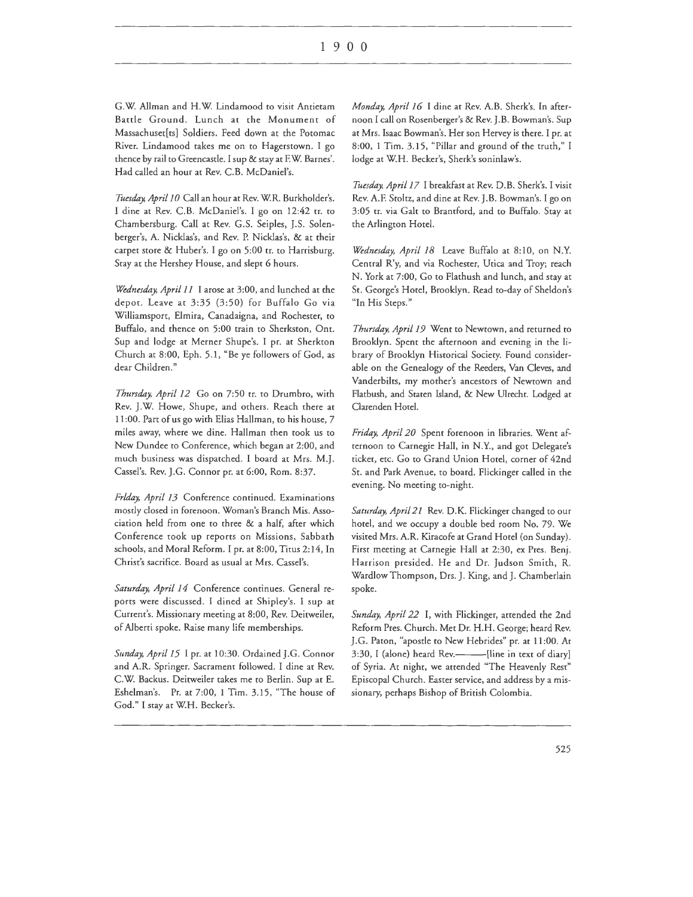G.W. Allman and H.W. Lindamood to visit Antietam Battle Ground. Lunch at the Monument of Massachuset[ts] Soldiers. Feed down at the Potomac River. Lindamood takes me on to Hagerstown. I go thence by rail to Greencastle. I sup & stay at F.W. Barnes'. Had called an hour at Rev. C.B. McDaniel's.

*Tuesday, April 10* Call an hour at Rev. W.R. Burkholder's. I dine at Rev. C.B. McDaniel's. I go on 12:42 tr. to Chambersburg. Call at Rev. G.S. Seiples, J.S. Solenberger's, A. Nicklas's, and Rev. P. Nicklas's, & at their carpet store & Huber's. I go on 5:00 tr. to Harrisburg. Stay at the Hershey House, and slept 6 hours.

*Wednesday, April 11* I arose at 3:00, and lunched at the depot. Leave at 3:35 (3:50) for Buffalo Go via Williamsport, Elmira, Canadaigna, and Rochester, to Buffalo, and thence on 5:00 train to Sherkston, Ont. Sup and lodge at Merner Shupe's. I pr. at Sherkton Church at 8:00, Eph. 5.1, "Be ye followers of God, as dear Children."

*Thursday, April 12* Go on 7:50 tr. to Drumbro, with Rev. J.W. Howe, Shupe, and others. Reach there at 11:00. Part of us go with Elias Hallman, to his house, 7 miles away, where we dine. Hallman then took us to New Dundee to Conference, which began at 2:00, and much business was dispatched. I board at Mrs. M.J. Cassel's. Rev. J.G. Connor pr. at 6:00, Rom. 8:37.

*Friday, April 13* Conference continued. Examinations mostly closed in forenoon. Woman's Branch Mis. Association held from one to three & a half, after which Conference took up reports on Missions, Sabbath schools, and Moral Reform. I pr. at 8:00, Titus 2:14, In Christ's sacrifice. Board as usual at Mrs. Cassel's.

*Saturday, April 14* Conference continues. General reports were discussed. I dined at Shipley's. I sup at Current's. Missionary meeting at 8:00, Rev. Deitweiler, of Alberti spoke. Raise many life memberships.

*Sunday, April 15* I pr. at 10:30. Ordained J.G. Connor and A.R. Springer. Sacrament followed. I dine at Rev. C.W. Backus. Deitweiler takes me to Berlin. Sup at E. Eshelman's. Pr. at 7:00, 1 Tim. 3.15, "The house of God." I stay at W.H. Becker's.

*Monday, April 16* I dine at Rev. A.B. Sherk's. In afternoon I call on Rosenberger's & Rev. J.B. Bowman's. Sup at Mrs. Isaac Bowman's. Her son Hervey is there. I pr. at 8:00, 1 Tim. 3.15, "Pillar and ground of the truth," I lodge at W.H. Becker's, Sherk's soninlaw's.

*Tuesday, April 17* I breakfast at Rev. D.B. Sherk's. I visit Rev. A.F. Stoltz, and dine at Rev. J.B. Bowman's. I go on 3:05 tr. via Galt to Brantford, and to Buffalo. Stay at the Arlington Hotel.

*Wednesday, April 18* Leave Buffalo at 8:10, on N.Y. Central R'y, and via Rochester, Utica and Troy; reach N. York at 7:00, Go to Flathush and lunch, and stay at St. George's Hotel, Brooklyn. Read to-day of Sheldon's "In His Steps."

*Thursday, April 19* Went to Newtown, and returned to Brooklyn. Spent the afternoon and evening in the library of Brooklyn Historical Society. Found considerable on the Genealogy of the Reeders, Van Cleves, and Vanderbilts, my mother's ancestors of Newtown and Flatbush, and Staten Island, & New Ulrecht. Lodged at Clarendon Hotel.

*Friday, April 20* Spent forenoon in libraries. Went afternoon to Carnegie Hall, in N.Y., and got Delegate's ticket, etc. Go to Grand Union Hotel, corner of 42nd St. and Park Avenue, to board. Flickinger called in the evening. No meeting to-night.

*Saturday, April 21* Rev. D.K. Flickinger changed to our hotel, and we occupy a double bed room No. 79. We visited Mrs. A.R. Kiracofe at Grand Hotel (on Sunday). First meeting at Carnegie Hall at 2:30, ex Pres. Benj. Harrison presided. He and Dr. Judson Smith, R. Wardlow Thompson, Drs. J. King, and J. Chamberlain spoke.

*Sunday, April 22* I, with Flickinger, attended the 2nd Reform Pres. Church. Met Dr. H.H. George; heard Rev. J.G. Paton, "apostle to New Hebrides" pr. at 11:00. At 3:30, I (alone) heard Rev.———[line in text of diary] of Syria. At night, we attended "The Heavenly Rest" Episcopal Church. Easter service, and address by a missionary, perhaps Bishop of British Colombia.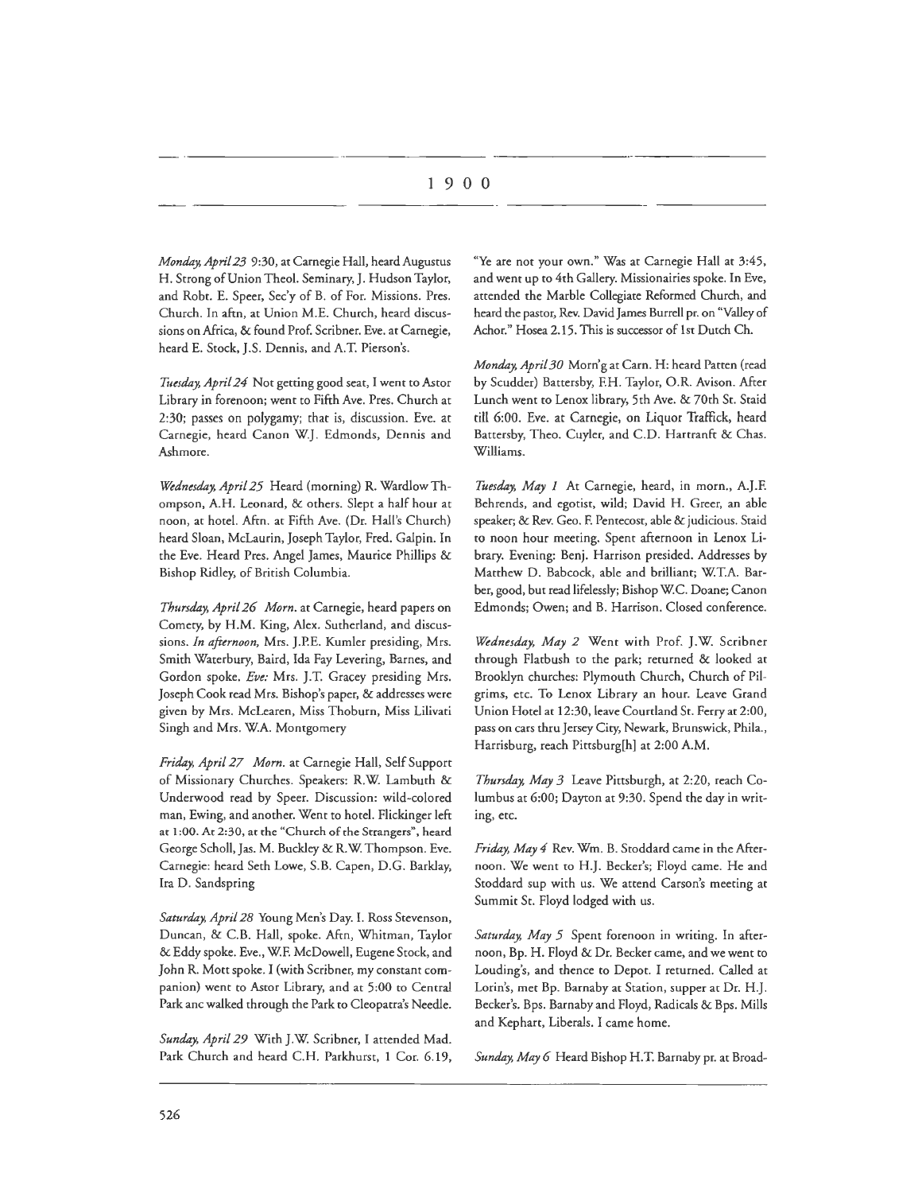# 1900

*Monday, April 23* 9:30, at Carnegie Hall, heard Augustus H. Strong of Union Theol. Seminary, J. Hudson Taylor, and Robt. E. Speer, Sec'y of B. of For. Missions. Pres. Church. In aftn, at Union M.E. Church, heard discussions on Africa, & found Prof. Scribner. Eve. at Carnegie, heard E. Stock, J.S. Dennis, and A.T. Pierson's.

*Tuesday, April 24* Not getting good seat, I went to Astor Library in forenoon; went to Fifth Ave. Pres. Church at 2:30; passes on polygamy; that is, discussion. Eve. at Carnegie, heard Canon W.J. Edmonds, Dennis and Ashmore.

*Wednesday, April 25* Heard (morning) R. Wardlow Thompson, A.H. Leonard, & others. Slept a half hour at noon, at hotel. Aftn. at Fifth Ave. (Dr. Hall's Church) heard Sloan, McLaurin, Joseph Taylor, Fred. Galpin. In the Eve. Heard Pres. Angel James, Maurice Phillips & Bishop Ridley, of British Columbia.

*Thursday, April 26* *Morn.* at Carnegie, heard papers on Comety, by H.M. King, Alex. Sutherland, and discussions. *In afternoon,* Mrs. J.P.E. Kumler presiding, Mrs. Smith Waterbury, Baird, Ida Fay Levering, Barnes, and Gordon spoke. *Eve:* Mrs. J.T. Gracey presiding Mrs. Joseph Cook read Mrs. Bishop's paper, & addresses were given by Mrs. McLearen, Miss Thoburn, Miss Lilivati Singh and Mrs. W.A. Montgomery

*Friday, April 27* *Morn.* at Carnegie Hall, Self Support of Missionary Churches. Speakers: R.W. Lambuth & Underwood read by Speer. Discussion: wild-colored man, Ewing, and another. Went to hotel. Flickinger left at 1:00. At 2:30, at the "Church of the Strangers", heard George Scholl, Jas. M. Buckley & R.W. Thompson. Eve. Carnegie: heard Seth Lowe, S.B. Capen, D.G. Barklay, Ira D. Sandspring

*Saturday, April 28* Young Men's Day. I. Ross Stevenson, Duncan, & C.B. Hall, spoke. Aftn, Whitman, Taylor & Eddy spoke. Eve., W.F. McDowell, Eugene Stock, and John R. Mott spoke. I (with Scribner, my constant companion) went to Astor Library, and at 5:00 to Central Park anc walked through the Park to Cleopatra's Needle.

*Sunday, April 29* With J.W. Scribner, I attended Mad. Park Church and heard C.H. Parkhurst, 1 Cor. 6.19, "Ye are not your own." Was at Carnegie Hall at 3:45, and went up to 4th Gallery. Missionairies spoke. In Eve, attended the Marble Collegiate Reformed Church, and heard the pastor, Rev. David James Burrell pr. on "Valley of Achor." Hosea 2.15. This is successor of 1st Dutch Ch.

*Monday, April 30* Morn'g at Carn. H: heard Patten (read by Scudder) Battersby, F.H. Taylor, O.R. Avison. After Lunch went to Lenox library, 5th Ave. & 70th St. Staid till 6:00. Eve. at Carnegie, on Liquor Traffick, heard Battersby, Theo. Cuyler, and C.D. Hartranft & Chas. Williams.

*Tuesday, May 1* At Carnegie, heard, in morn., A.J.F. Behrends, and egotist, wild; David H. Greer, an able speaker; & Rev. Geo. F. Pentecost, able & judicious. Staid to noon hour meeting. Spent afternoon in Lenox Library. Evening: Benj. Harrison presided. Addresses by Matthew D. Babcock, able and brilliant; W.T.A. Barber, good, but read lifelessly; Bishop W.C. Doane; Canon Edmonds; Owen; and B. Harrison. Closed conference.

*Wednesday, May 2* Went with Prof. J.W. Scribner through Flatbush to the park; returned & looked at Brooklyn churches: Plymouth Church, Church of Pilgrims, etc. To Lenox Library an hour. Leave Grand Union Hotel at 12:30, leave Courtland St. Ferry at 2:00, pass on cars thru Jersey City, Newark, Brunswick, Phila., Harrisburg, reach Pittsburg[h] at 2:00 A.M.

*Thursday, May 3* Leave Pittsburgh, at 2:20, reach Columbus at 6:00; Dayton at 9:30. Spend the day in writing, etc.

*Friday, May 4* Rev. Wm. B. Stoddard came in the Afternoon. We went to H.J. Becker's; Floyd came. He and Stoddard sup with us. We attend Carson's meeting at Summit St. Floyd lodged with us.

*Saturday, May 5* Spent forenoon in writing. In afternoon, Bp. H. Floyd & Dr. Becker came, and we went to Louding's, and thence to Depot. I returned. Called at Lorin's, met Bp. Barnaby at Station, supper at Dr. H.J. Becker's. Bps. Barnaby and Floyd, Radicals & Bps. Mills and Kephart, Liberals. I came home.

*Sunday, May 6* Heard Bishop H.T. Barnaby pr. at Broad-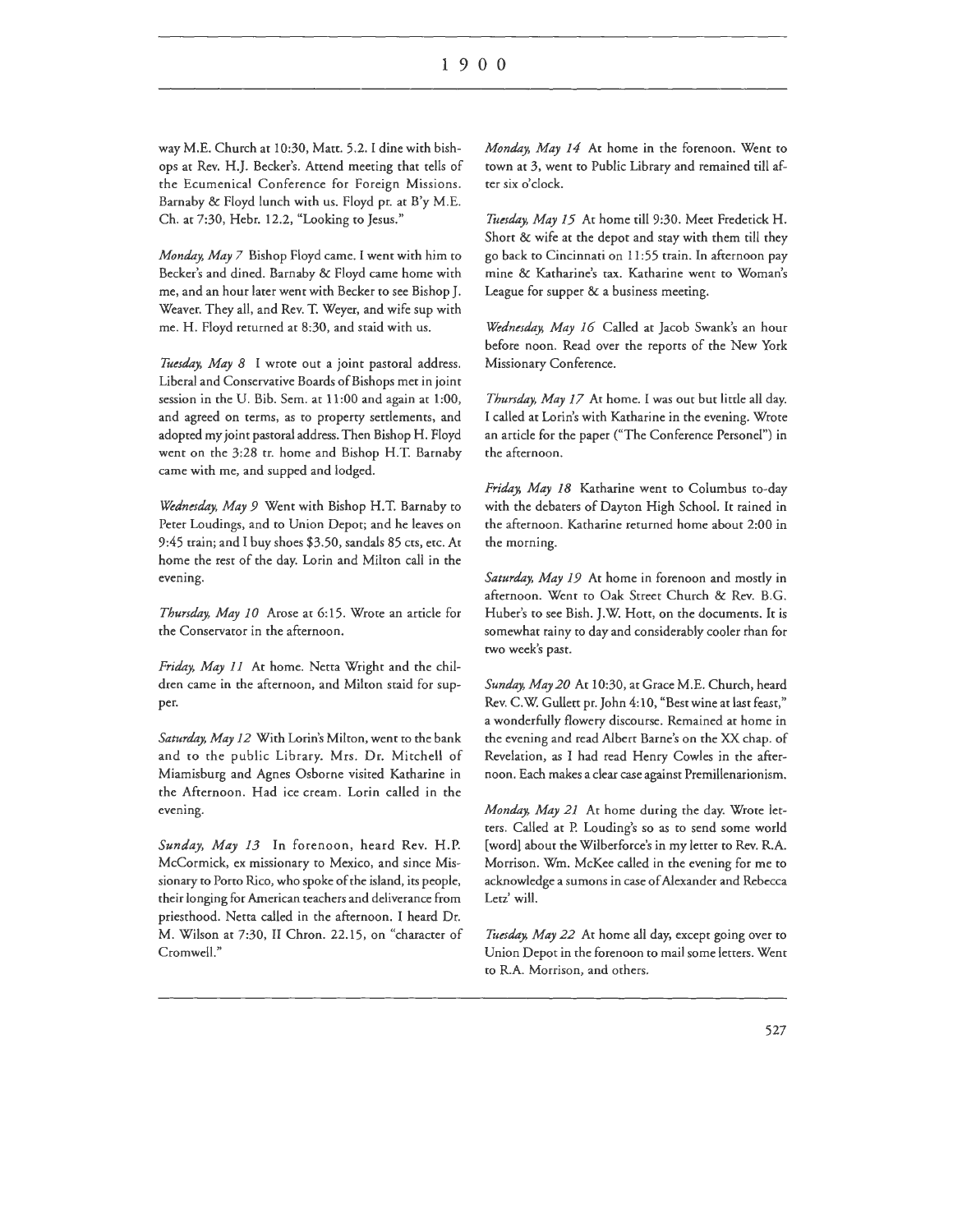way M.E. Church at 10:30, Matt. 5.2. I dine with bishops at Rev. H.J. Becker's. Attend meeting that tells of the Ecumenical Conference for Foreign Missions. Barnaby & Floyd lunch with us. Floyd pr. at B'y M.E. Ch. at 7:30, Hebr. 12.2, "Looking to Jesus."

*Monday, May 7* Bishop Floyd came. I went with him to Becker's and dined. Barnaby & Floyd came home with me, and an hour later went with Becker to see Bishop J. Weaver. They all, and Rev. T. Weyer, and wife sup with me. H. Floyd returned at 8:30, and staid with us.

*Tuesday, May 8* I wrote out a joint pastoral address. Liberal and Conservative Boards of Bishops met in joint session in the U. Bib. Sem. at 11:00 and again at 1:00, and agreed on terms, as to property settlements, and adopted my joint pastoral address. Then Bishop H. Floyd went on the 3:28 tr. home and Bishop H.T. Barnaby came with me, and supped and lodged.

*Wednesday, May 9* Went with Bishop H.T. Barnaby to Peter Loudings, and to Union Depot; and he leaves on 9:45 train; and I buy shoes $3.50, sandals 85 cts, etc. At home the rest of the day. Lorin and Milton call in the evening.

*Thursday, May 10* Arose at 6:15. Wrote an article for the Conservator in the afternoon.

*Friday, May 11* At home. Netta Wright and the children came in the afternoon, and Milton staid for supper.

*Saturday, May 12* With Lorin's Milton, went to the bank and to the public Library. Mrs. Dr. Mitchell of Miamisburg and Agnes Osborne visited Katharine in the Afternoon. Had ice cream. Lorin called in the evening.

*Sunday, May 13* In forenoon, heard Rev. H.P. McCormick, ex missionary to Mexico, and since Missionary to Porto Rico, who spoke of the island, its people, their longing for American teachers and deliverance from priesthood. Netta called in the afternoon. I heard Dr. M. Wilson at 7:30, II Chron. 22.15, on "character of Cromwell."

*Monday, May 14* At home in the forenoon. Went to town at 3, went to Public Library and remained till after six o'clock.

*Tuesday, May 15* At home till 9:30. Meet Fredetick H. Short & wife at the depot and stay with them till they go back to Cincinnati on 11:55 train. In afternoon pay mine & Katharine's tax. Katharine went to Woman's League for supper & a business meeting.

*Wednesday, May 16* Called at Jacob Swank's an hour before noon. Read over the reports of the New York Missionary Conference.

*Thursday, May 17* At home. I was out but little all day. I called at Lorin's with Katharine in the evening. Wrote an article for the paper ("The Conference Personel") in the afternoon.

*Friday, May 18* Katharine went to Columbus to-day with the debaters of Dayton High School. It rained in the afternoon. Katharine returned home about 2:00 in the morning.

*Saturday, May 19* At home in forenoon and mostly in afternoon. Went to Oak Street Church & Rev. B.G. Huber's to see Bish. J.W. Hott, on the documents. It is somewhat rainy to day and considerably cooler than for two week's past.

*Sunday, May 20* At 10:30, at Grace M.E. Church, heard Rev. C.W. Gullett pr. John 4:10, "Best wine at last feast," a wonderfully flowery discourse. Remained at home in the evening and read Albert Barne's on the XX chap. of Revelation, as I had read Henry Cowles in the afternoon. Each makes a clear case against Premillenarionism.

*Monday, May 21* At home during the day. Wrote letters. Called at P. Louding's so as to send some world [word] about the Wilberforce's in my letter to Rev. R.A. Morrison. Wm. McKee called in the evening for me to acknowledge a sumons in case of Alexander and Rebecca Letz' will.

*Tuesday, May 22* At home all day, except going over to Union Depot in the forenoon to mail some letters. Went to R.A. Morrison, and others.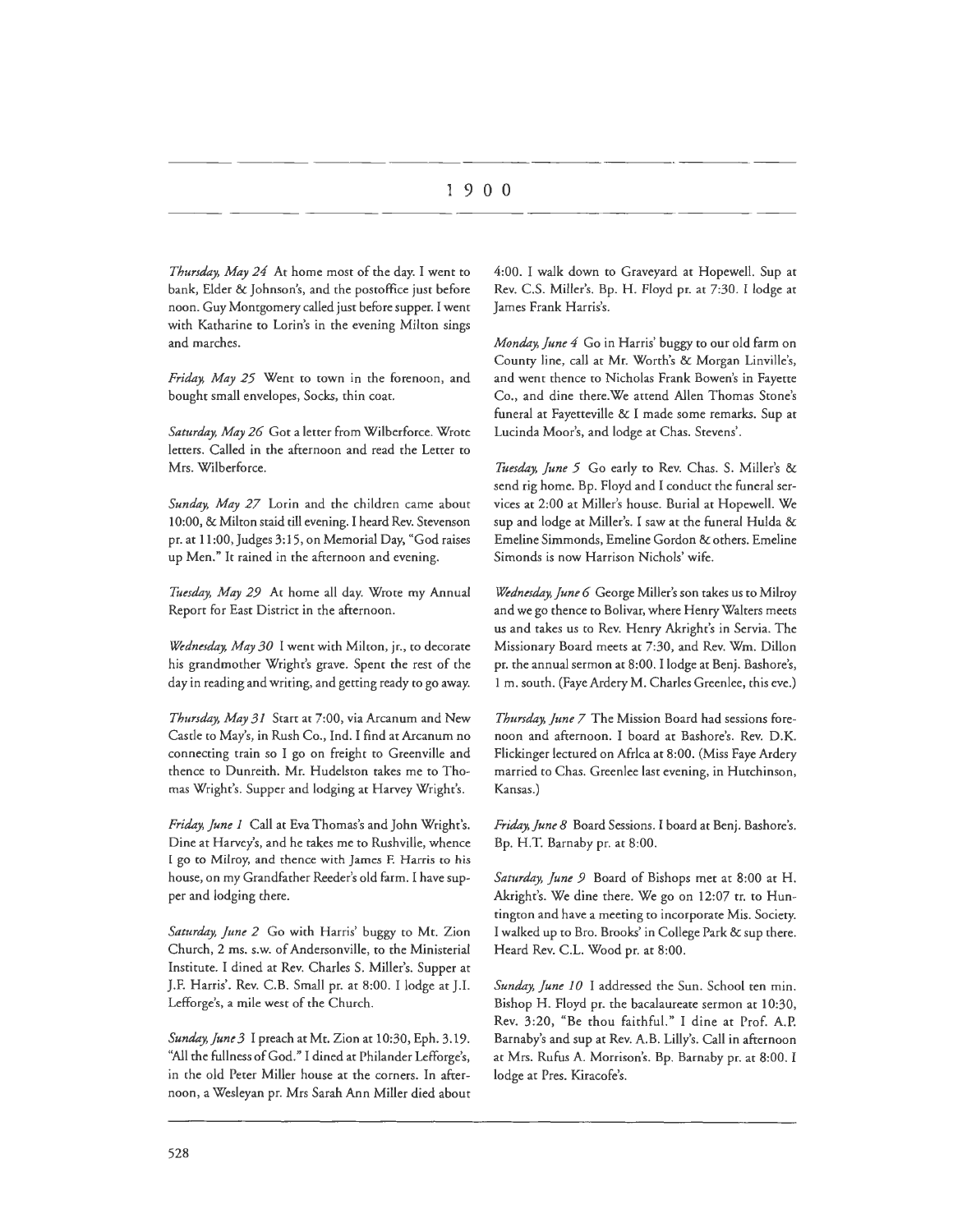# 1900

*Thursday, May 24* At home most of the day. I went to bank, Elder & Johnson's, and the postoffice just before noon. Guy Montgomery called just before supper. I went with Katharine to Lorin's in the evening Milton sings and marches.

*Friday, May 25* Went to town in the forenoon, and bought small envelopes, Socks, thin coat.

*Saturday, May 26* Got a letter from Wilberforce. Wrote letters. Called in the afternoon and read the Letter to Mrs. Wilberforce.

*Sunday, May 27* Lorin and the children came about 10:00, & Milton staid till evening. I heard Rev. Stevenson pr. at 11:00, Judges 3:15, on Memorial Day, "God raises up Men." It rained in the afternoon and evening.

*Tuesday, May 29* At home all day. Wrote my Annual Report for East District in the afternoon.

*Wednesday, May 30* I went with Milton, jr., to decorate his grandmother Wright's grave. Spent the rest of the day in reading and writing, and getting ready to go away.

*Thursday, May 31* Start at 7:00, via Arcanum and New Castle to May's, in Rush Co., Ind. I find at Arcanum no connecting train so I go on freight to Greenville and thence to Dunreith. Mr. Hudelston takes me to Thomas Wright's. Supper and lodging at Harvey Wright's.

*Friday, June 1* Call at Eva Thomas's and John Wright's. Dine at Harvey's, and he takes me to Rushville, whence I go to Milroy, and thence with James F. Harris to his house, on my Grandfather Reeder's old farm. I have supper and lodging there.

*Saturday, June 2* Go with Harris' buggy to Mt. Zion Church, 2 ms. s.w. of Andersonville, to the Ministerial Institute. I dined at Rev. Charles S. Miller's. Supper at J.F. Harris'. Rev. C.B. Small pr. at 8:00. I lodge at J.I. Lefforge's, a mile west of the Church.

*Sunday, June 3* I preach at Mt. Zion at 10:30, Eph. 3.19. "All the fullness of God." I dined at Philander Lefforge's, in the old Peter Miller house at the corners. In afternoon, a Wesleyan pr. Mrs Sarah Ann Miller died about 4:00. I walk down to Graveyard at Hopewell. Sup at Rev. C.S. Miller's. Bp. H. Floyd pr. at 7:30. I lodge at James Frank Harris's.

*Monday, June 4* Go in Harris' buggy to our old farm on County line, call at Mr. Worth's & Morgan Linville's, and went thence to Nicholas Frank Bowen's in Fayette Co., and dine there. We attend Allen Thomas Stone's funeral at Fayetteville & I made some remarks. Sup at Lucinda Moor's, and lodge at Chas. Stevens'.

*Tuesday, June 5* Go early to Rev. Chas. S. Miller's & send rig home. Bp. Floyd and I conduct the funeral services at 2:00 at Miller's house. Burial at Hopewell. We sup and lodge at Miller's. I saw at the funeral Hulda & Emeline Simmonds, Emeline Gordon & others. Emeline Simonds is now Harrison Nichols' wife.

*Wednesday, June 6* George Miller's son takes us to Milroy and we go thence to Bolivar, where Henry Walters meets us and takes us to Rev. Henry Akright's in Servia. The Missionary Board meets at 7:30, and Rev. Wm. Dillon pr. the annual sermon at 8:00. I lodge at Benj. Bashore's, 1 m. south. (Faye Ardery M. Charles Greenlee, this eve.)

*Thursday, June 7* The Mission Board had sessions forenoon and afternoon. I board at Bashore's. Rev. D.K. Flickinger lectured on Africa at 8:00. (Miss Faye Ardery married to Chas. Greenlee last evening, in Hutchinson, Kansas.)

*Friday, June 8* Board Sessions. I board at Benj. Bashore's. Bp. H.T. Barnaby pr. at 8:00.

*Saturday, June 9* Board of Bishops met at 8:00 at H. Akright's. We dine there. We go on 12:07 tr. to Huntington and have a meeting to incorporate Mis. Society. I walked up to Bro. Brooks' in College Park & sup there. Heard Rev. C.L. Wood pr. at 8:00.

*Sunday, June 10* I addressed the Sun. School ten min. Bishop H. Floyd pr. the bacalaureate sermon at 10:30, Rev. 3:20, "Be thou faithful." I dine at Prof. A.P. Barnaby's and sup at Rev. A.B. Lilly's. Call in afternoon at Mrs. Rufus A. Morrison's. Bp. Barnaby pr. at 8:00. I lodge at Pres. Kiracofe's.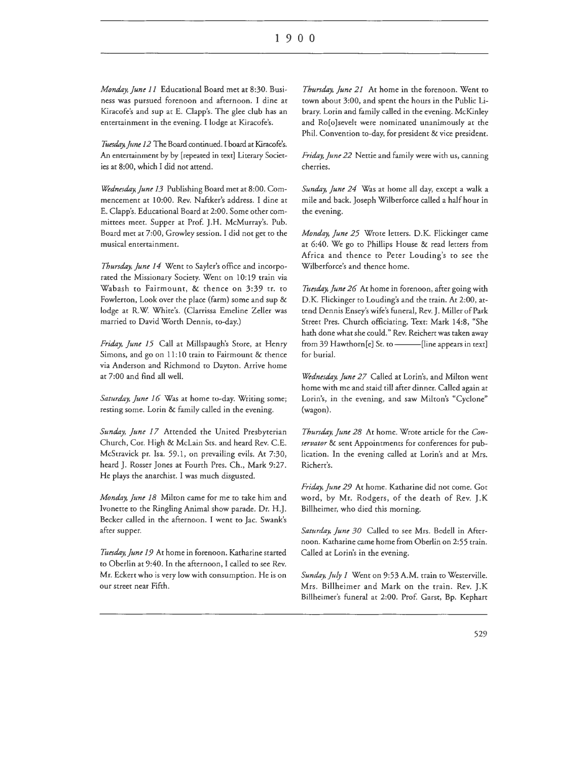*Monday, June 11* Educational Board met at 8:30. Business was pursued forenoon and afternoon. I dine at Kiracofe's and sup at E. Clapp's. The glee club has an entertainment in the evening. I lodge at Kiracofe's.

*Tuesday, June 12* The Board continued. I board at Kiracofe's. An entertainment by by [repeated in text] Literary Societies at 8:00, which I did not attend.

*Wednesday, June 13* Publishing Board met at 8:00. Commencement at 10:00. Rev. Naftker's address. I dine at E. Clapp's. Educational Board at 2:00. Some other committees meet. Supper at Prof. J.H. McMurray's. Pub. Board met at 7:00, Growley session. I did not get to the musical entertainment.

*Thursday, June 14* Went to Sayler's office and incorporated the Missionary Society. Went on 10:19 train via Wabash to Fairmount, & thence on 3:39 tr. to Fowlerton, Look over the place (farm) some and sup & lodge at R.W. White's. (Clarrissa Emeline Zeller was married to David Worth Dennis, to-day.)

*Friday, June 15* Call at Millspaugh's Store, at Henry Simons, and go on 11:10 train to Fairmount & thence via Anderson and Richmond to Dayton. Arrive home at 7:00 and find all well.

*Saturday, June 16* Was at home to-day. Writing some; resting some. Lorin & family called in the evening.

*Sunday, June 17* Attended the United Presbyterian Church, Cor. High & McLain Sts. and heard Rev. C.E. McStravick pr. Isa. 59.1, on prevailing evils. At 7:30, heard J. Rosser Jones at Fourth Pres. Ch., Mark 9:27. He plays the anarchist. I was much disgusted.

*Monday, June 18* Milton came for me to take him and Ivonette to the Ringling Animal show parade. Dr. H.J. Becker called in the afternoon. I went to Jac. Swank's after supper.

*Tuesday, June 19* At home in forenoon. Katharine started to Oberlin at 9:40. In the afternoon, I called to see Rev. Mr. Eckert who is very low with consumption. He is on our street near Fifth.

*Thursday, June 21* At home in the forenoon. Went to town about 3:00, and spent the hours in the Public Library. Lorin and family called in the evening. McKinley and Ro[o]sevelt were nominated unanimously at the Phil. Convention to-day, for president & vice president.

*Friday, June 22* Nettie and family were with us, canning cherries.

*Sunday, June 24* Was at home all day, except a walk a mile and back. Joseph Wilberforce called a half hour in the evening.

*Monday, June 25* Wrote letters. D.K. Flickinger came at 6:40. We go to Phillips House & read letters from Africa and thence to Peter Louding's to see the Wilberforce's and thence home.

*Tuesday, June 26* At home in forenoon, after going with D.K. Flickinger to Louding's and the train. At 2:00, attend Dennis Ensey's wife's funeral, Rev. J. Miller of Park Street Pres. Church officiating. Text: Mark 14:8, "She hath done what she could." Rev. Reichert was taken away from 39 Hawthorn[e] St. to ——— [line appears in text] for burial.

*Wednesday, June 27* Called at Lorin's, and Milton went home with me and staid till after dinner. Called again at Lorin's, in the evening, and saw Milton's "Cyclone" (wagon).

*Thursday, June 28* At home. Wrote article for the *Conservator* & sent Appointments for conferences for publication. In the evening called at Lorin's and at Mrs. Richert's.

*Friday, June 29* At home. Katharine did not come. Got word, by Mr. Rodgers, of the death of Rev. J.K Billheimer, who died this morning.

*Saturday, June 30* Called to see Mrs. Bedell in Afternoon. Katharine came home from Oberlin on 2:55 train. Called at Lorin's in the evening.

*Sunday, July 1* Went on 9:53 A.M. train to Westerville. Mrs. Billheimer and Mark on the train. Rev. J.K Billheimer's funeral at 2:00. Prof. Garst, Bp. Kephart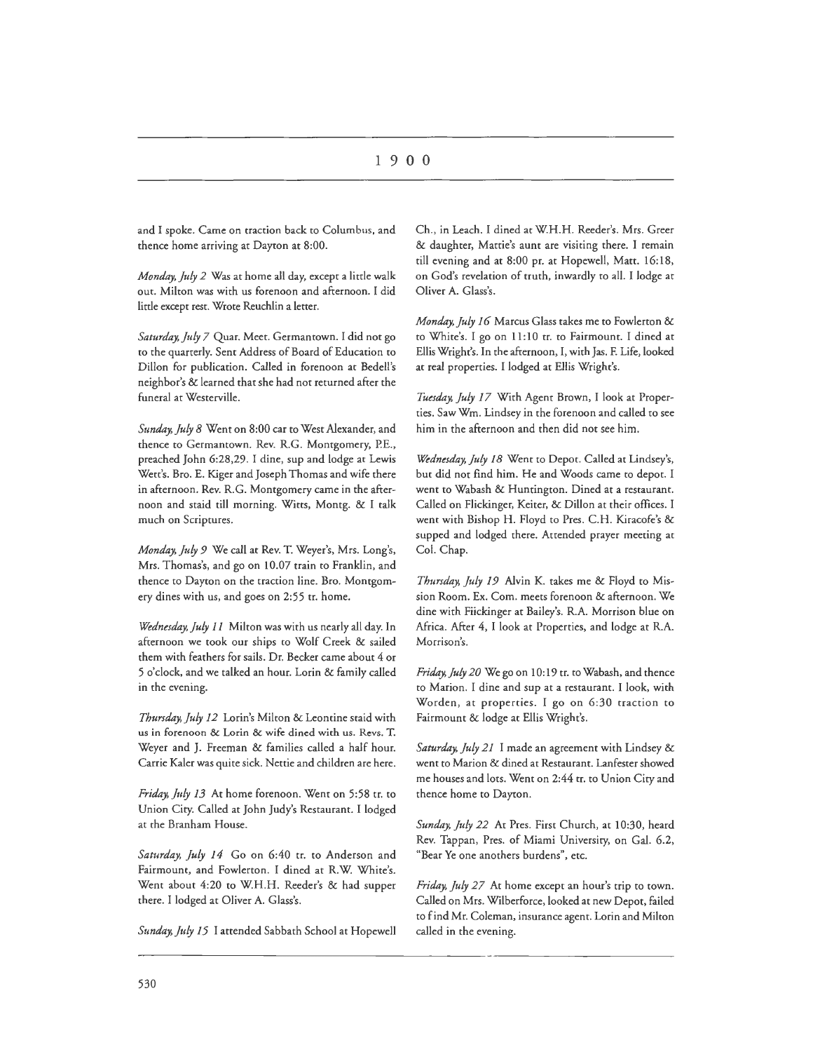and I spoke. Came on traction back to Columbus, and thence home arriving at Dayton at 8:00.

*Monday, July 2* Was at home all day, except a little walk out. Milton was with us forenoon and afternoon. I did little except rest. Wrote Reuchlin a letter.

*Saturday, July 7* Quar. Meet. Germantown. I did not go to the quarterly. Sent Address of Board of Education to Dillon for publication. Called in forenoon at Bedell's neighbor's & learned that she had not returned after the funeral at Westerville.

*Sunday, July 8* Went on 8:00 car to West Alexander, and thence to Germantown. Rev. R.G. Montgomery, P.E., preached John 6:28,29. I dine, sup and lodge at Lewis Wett's. Bro. E. Kiger and Joseph Thomas and wife there in afternoon. Rev. R.G. Montgomery came in the afternoon and staid till morning. Witts, Montg. & I talk much on Scriptures.

*Monday, July 9* We call at Rev. T. Weyer's, Mrs. Long's, Mrs. Thomas's, and go on 10.07 train to Franklin, and thence to Dayton on the traction line. Bro. Montgomery dines with us, and goes on 2:55 tr. home.

*Wednesday, July 11* Milton was with us nearly all day. In afternoon we took our ships to Wolf Creek & sailed them with feathers for sails. Dr. Becker came about 4 or 5 o'clock, and we talked an hour. Lorin & family called in the evening.

*Thursday, July 12* Lorin's Milton & Leontine staid with us in forenoon & Lorin & wife dined with us. Revs. T. Weyer and J. Freeman & families called a half hour. Carrie Kaler was quite sick. Nettie and children are here.

*Friday, July 13* At home forenoon. Went on 5:58 tr. to Union City. Called at John Judy's Restaurant. I lodged at the Branham House.

*Saturday, July 14* Go on 6:40 tr. to Anderson and Fairmount, and Fowlerton. I dined at R.W. White's. Went about 4:20 to W.H.H. Reeder's & had supper there. I lodged at Oliver A. Glass's.

*Sunday, July 15* I attended Sabbath School at Hopewell Ch., in Leach. I dined at W.H.H. Reeder's. Mrs. Greer & daughter, Mattie's aunt are visiting there. I remain till evening and at 8:00 pr. at Hopewell, Matt. 16:18, on God's revelation of truth, inwardly to all. I lodge at Oliver A. Glass's.

*Monday, July 16* Marcus Glass takes me to Fowlerton & to White's. I go on 11:10 tr. to Fairmount. I dined at Ellis Wright's. In the afternoon, I, with Jas. F. Life, looked at real properties. I lodged at Ellis Wright's.

*Tuesday, July 17* With Agent Brown, I look at Properties. Saw Wm. Lindsey in the forenoon and called to see him in the afternoon and then did not see him.

*Wednesday, July 18* Went to Depot. Called at Lindsey's, but did not find him. He and Woods came to depot. I went to Wabash & Huntington. Dined at a restaurant. Called on Flickinger, Keiter, & Dillon at their offices. I went with Bishop H. Floyd to Pres. C.H. Kiracofe's & supped and lodged there. Attended prayer meeting at Col. Chap.

*Thursday, July 19* Alvin K. takes me & Floyd to Mission Room. Ex. Com. meets forenoon & afternoon. We dine with Fiickinger at Bailey's. R.A. Morrison blue on Africa. After 4, I look at Properties, and lodge at R.A. Morrison's.

*Friday, July 20* We go on 10:19 tr. to Wabash, and thence to Marion. I dine and sup at a restaurant. I look, with Worden, at properties. I go on 6:30 traction to Fairmount & lodge at Ellis Wright's.

*Saturday, July 21* I made an agreement with Lindsey & went to Marion & dined at Restaurant. Lanfester showed me houses and lots. Went on 2:44 tr. to Union City and thence home to Dayton.

*Sunday, July 22* At Pres. First Church, at 10:30, heard Rev. Tappan, Pres. of Miami University, on Gal. 6.2, "Bear Ye one anothers burdens", etc.

*Friday, July 27* At home except an hour's trip to town. Called on Mrs. Wilberforce, looked at new Depot, failed to find Mr. Coleman, insurance agent. Lorin and Milton called in the evening.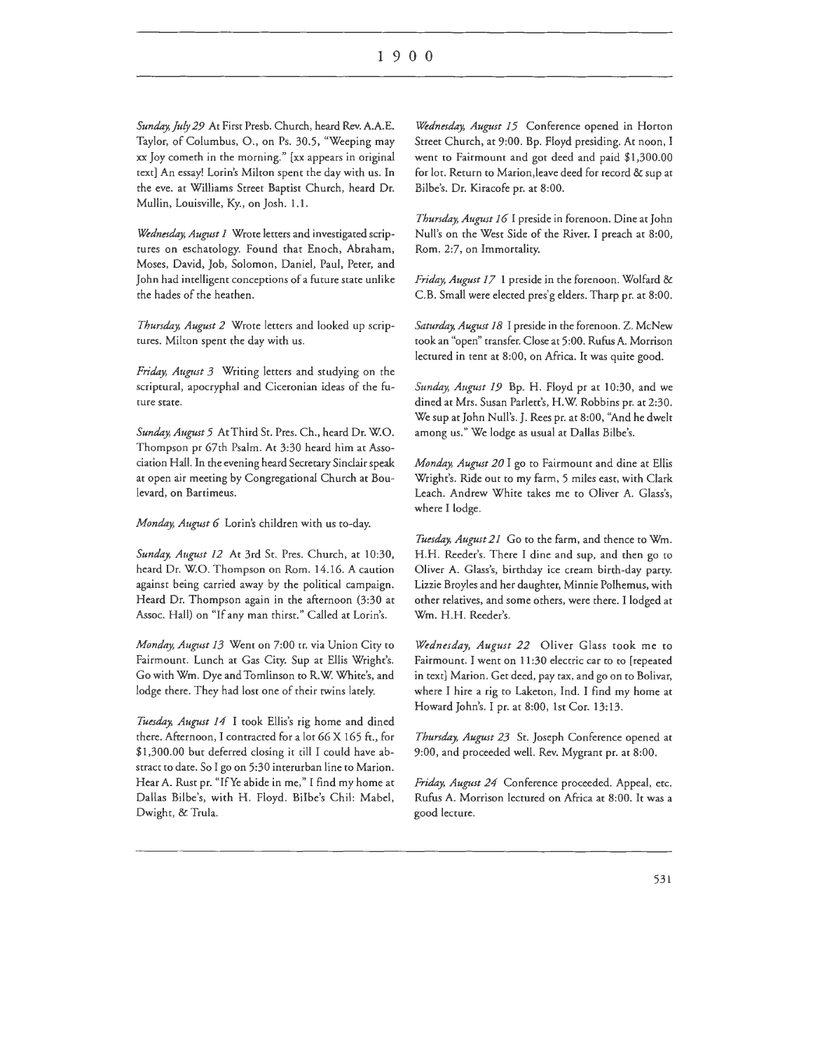*Sunday, July 29* At First Presb. Church, heard Rev. A.A.E. Taylor, of Columbus, O., on Ps. 30.5, "Weeping may xx Joy cometh in the morning." [xx appears in original text] An essay! Lorin's Milton spent the day with us. In the eve. at Williams Street Baptist Church, heard Dr. Mullin, Louisville, Ky., on Josh. 1.1.

*Wednesday, August 1* Wrote letters and investigated scriptures on eschatology. Found that Enoch, Abraham, Moses, David, Job, Solomon, Daniel, Paul, Peter, and John had intelligent conceptions of a future state unlike the hades of the heathen.

*Thursday, August 2* Wrote letters and looked up scriptures. Milton spent the day with us.

*Friday, August 3* Writing letters and studying on the scriptural, apocryphal and Ciceronian ideas of the future state.

*Sunday, August 5* At Third St. Pres. Ch., heard Dr. W.O. Thompson pr 67th Psalm. At 3:30 heard him at Association Hall. In the evening heard Secretary Sinclair speak at open air meeting by Congregational Church at Boulevard, on Bartimeus.

*Monday, August 6* Lorin's children with us to-day.

*Sunday, August 12* At 3rd St. Pres. Church, at 10:30, heard Dr. W.O. Thompson on Rom. 14.16. A caution against being carried away by the political campaign. Heard Dr. Thompson again in the afternoon (3:30 at Assoc. Hall) on "If any man thirst." Called at Lorin's.

*Monday, August 13* Went on 7:00 tr. via Union City to Fairmount. Lunch at Gas City. Sup at Ellis Wright's. Go with Wm. Dye and Tomlinson to R.W. White's, and lodge there. They had lost one of their twins lately.

*Tuesday, August 14* I took Ellis's rig home and dined there. Afternoon, I contracted for a lot 66 X 165 ft., for $1,300.00 but deferred closing it till I could have abstract to date. So I go on 5:30 interurban line to Marion. Hear A. Rust pr. "If Ye abide in me," I find my home at Dallas Bilbe's, with H. Floyd. Bilbe's Chil: Mabel, Dwight, & Trula.

*Wednesday, August 15* Conference opened in Horton Street Church, at 9:00. Bp. Floyd presiding. At noon, I went to Fairmount and got deed and paid $1,300.00 for lot. Return to Marion, leave deed for record & sup at Bilbe's. Dr. Kiracofe pr. at 8:00.

*Thursday, August 16* I preside in forenoon. Dine at John Null's on the West Side of the River. I preach at 8:00, Rom. 2:7, on Immortality.

*Friday, August 17* I preside in the forenoon. Wolfard & C.B. Small were elected pres'g elders. Tharp pr. at 8:00.

*Saturday, August 18* I preside in the forenoon. Z. McNew took an "open" transfer. Close at 5:00. Rufus A. Morrison lectured in tent at 8:00, on Africa. It was quite good.

*Sunday, August 19* Bp. H. Floyd pr at 10:30, and we dined at Mrs. Susan Parlett's, H.W. Robbins pr. at 2:30. We sup at John Null's. J. Rees pr. at 8:00, "And he dwelt among us." We lodge as usual at Dallas Bilbe's.

*Monday, August 20* I go to Fairmount and dine at Ellis Wright's. Ride out to my farm, 5 miles east, with Clark Leach. Andrew White takes me to Oliver A. Glass's, where I lodge.

*Tuesday, August 21* Go to the farm, and thence to Wm. H.H. Reeder's. There I dine and sup, and then go to Oliver A. Glass's, birthday ice cream birth-day party. Lizzie Broyles and her daughter, Minnie Polhemus, with other relatives, and some others, were there. I lodged at Wm. H.H. Reeder's.

*Wednesday, August 22* Oliver Glass took me to Fairmount. I went on 11:30 electric car to to [repeated in text] Marion. Get deed, pay tax, and go on to Bolivar, where I hire a rig to Laketon, Ind. I find my home at Howard John's. I pr. at 8:00, 1st Cor. 13:13.

*Thursday, August 23* St. Joseph Conference opened at 9:00, and proceeded well. Rev. Mygrant pr. at 8:00.

*Friday, August 24* Conference proceeded. Appeal, etc. Rufus A. Morrison lectured on Africa at 8:00. It was a good lecture.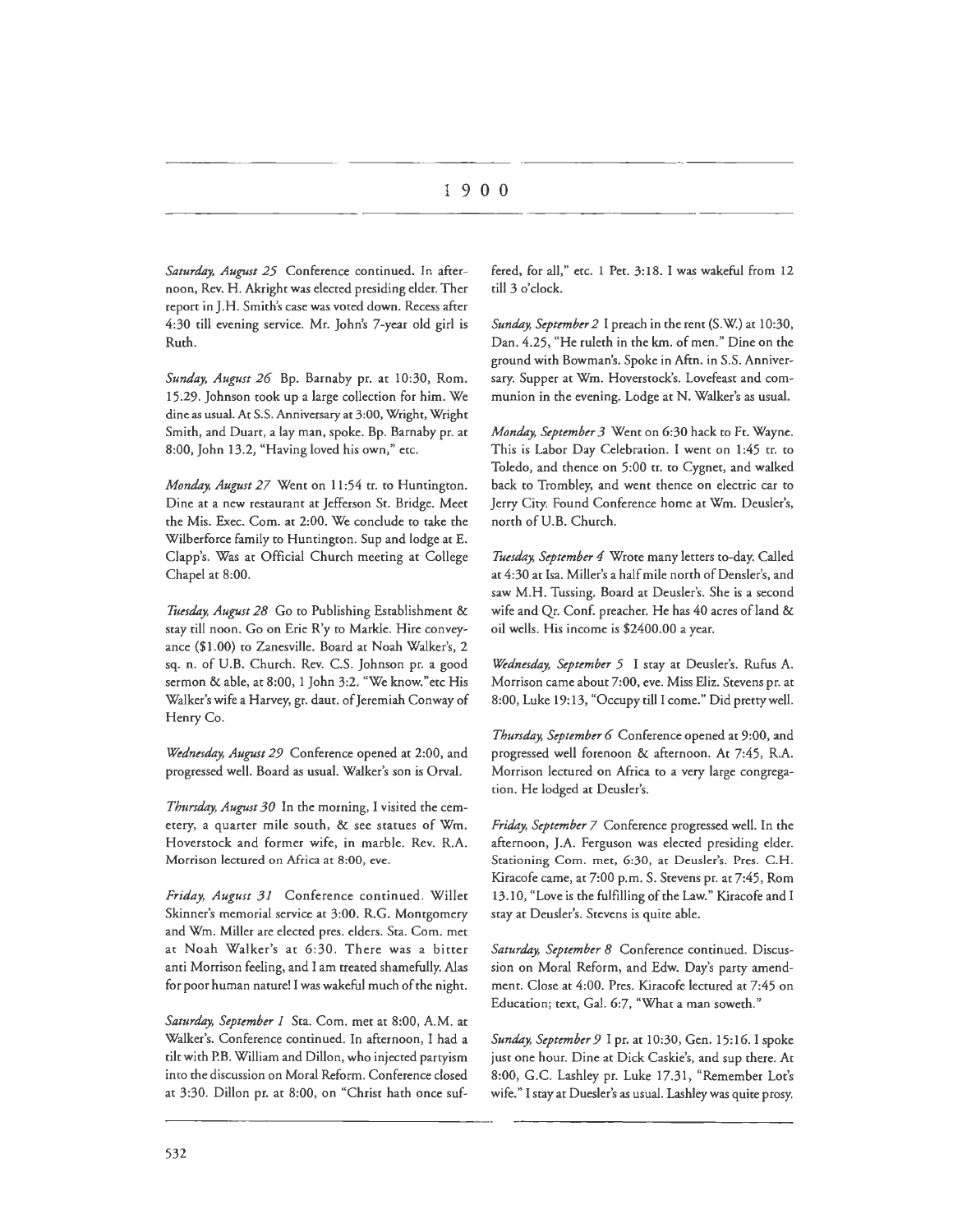# 1900

*Saturday, August 25* Conference continued. In afternoon, Rev. H. Akright was elected presiding elder. Ther report in J.H. Smith's case was voted down. Recess after 4:30 till evening service. Mr. John's 7-year old girl is Ruth.

*Sunday, August 26* Bp. Barnaby pr. at 10:30, Rom. 15.29. Johnson took up a large collection for him. We dine as usual. At S.S. Anniversary at 3:00, Wright, Wright Smith, and Duart, a lay man, spoke. Bp. Barnaby pr. at 8:00, John 13.2, "Having loved his own," etc.

*Monday, August 27* Went on 11:54 tr. to Huntington. Dine at a new restaurant at Jefferson St. Bridge. Meet the Mis. Exec. Com. at 2:00. We conclude to take the Wilberforce family to Huntington. Sup and lodge at E. Clapp's. Was at Official Church meeting at College Chapel at 8:00.

*Tuesday, August 28* Go to Publishing Establishment & stay till noon. Go on Erie R'y to Markle. Hire conveyance ($1.00) to Zanesville. Board at Noah Walker's, 2 sq. n. of U.B. Church. Rev. C.S. Johnson pr. a good sermon & able, at 8:00, 1 John 3:2. "We know."etc His Walker's wife a Harvey, gr. daut. of Jeremiah Conway of Henry Co.

*Wednesday, August 29* Conference opened at 2:00, and progressed well. Board as usual. Walker's son is Orval.

*Thursday, August 30* In the morning, I visited the cemetery, a quarter mile south, & see statues of Wm. Hoverstock and former wife, in marble. Rev. R.A. Morrison lectured on Africa at 8:00, eve.

*Friday, August 31* Conference continued. Willet Skinner's memorial service at 3:00. R.G. Montgomery and Wm. Miller are elected pres. elders. Sta. Com. met at Noah Walker's at 6:30. There was a bitter anti Morrison feeling, and I am treated shamefully. Alas for poor human nature! I was wakeful much of the night.

*Saturday, September 1* Sta. Com. met at 8:00, A.M. at Walker's. Conference continued. In afternoon, I had a tilt with P.B. William and Dillon, who injected partyism into the discussion on Moral Reform. Conference closed at 3:30. Dillon pr. at 8:00, on "Christ hath once suffered, for all," etc. 1 Pet. 3:18. I was wakeful from 12 till 3 o'clock.

*Sunday, September 2* I preach in the tent (S.W.) at 10:30, Dan. 4.25, "He ruleth in the km. of men." Dine on the ground with Bowman's. Spoke in Aftn. in S.S. Anniversary. Supper at Wm. Hoverstock's. Lovefeast and communion in the evening. Lodge at N. Walker's as usual.

*Monday, September 3* Went on 6:30 hack to Ft. Wayne. This is Labor Day Celebration. I went on 1:45 tr. to Toledo, and thence on 5:00 tr. to Cygnet, and walked back to Trombley, and went thence on electric car to Jerry City. Found Conference home at Wm. Deusler's, north of U.B. Church.

*Tuesday, September 4* Wrote many letters to-day. Called at 4:30 at Isa. Miller's a half mile north of Densler's, and saw M.H. Tussing. Board at Deusler's. She is a second wife and Qr. Conf. preacher. He has 40 acres of land & oil wells. His income is $2400.00 a year.

*Wednesday, September 5* I stay at Deusler's. Rufus A. Morrison came about 7:00, eve. Miss Eliz. Stevens pr. at 8:00, Luke 19:13, "Occupy till I come." Did pretty well.

*Thursday, September 6* Conference opened at 9:00, and progressed well forenoon & afternoon. At 7:45, R.A. Morrison lectured on Africa to a very large congregation. He lodged at Deusler's.

*Friday, September 7* Conference progressed well. In the afternoon, J.A. Ferguson was elected presiding elder. Stationing Com. met, 6:30, at Deusler's. Pres. C.H. Kiracofe came, at 7:00 p.m. S. Stevens pr. at 7:45, Rom 13.10, "Love is the fulfilling of the Law." Kiracofe and I stay at Deusler's. Stevens is quite able.

*Saturday, September 8* Conference continued. Discussion on Moral Reform, and Edw. Day's party amendment. Close at 4:00. Pres. Kiracofe lectured at 7:45 on Education; text, Gal. 6:7, "What a man soweth."

*Sunday, September 9* I pr. at 10:30, Gen. 15:16. I spoke just one hour. Dine at Dick Caskie's, and sup there. At 8:00, G.C. Lashley pr. Luke 17.31, "Remember Lot's wife." I stay at Duesler's as usual. Lashley was quite prosy.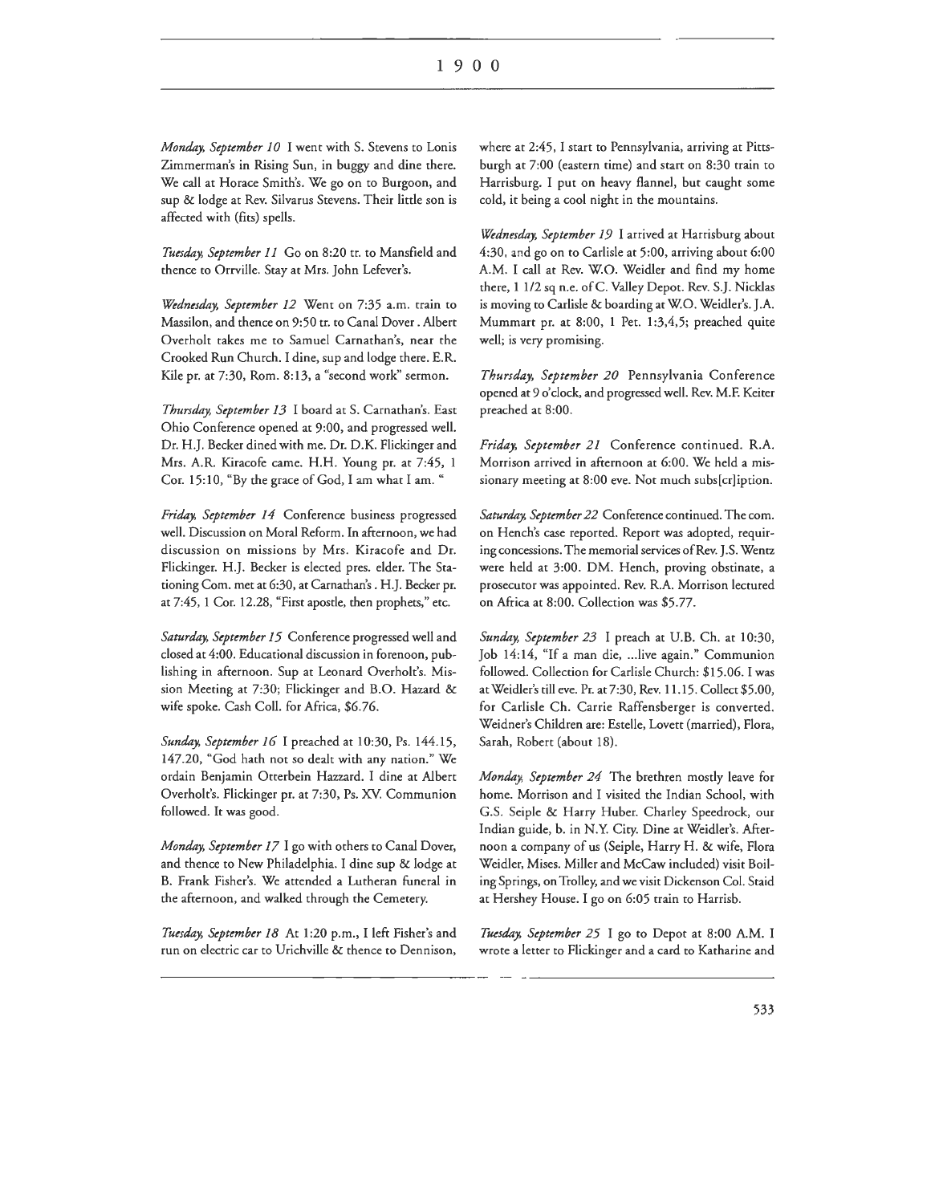*Monday, September 10* I went with S. Stevens to Lonis Zimmerman's in Rising Sun, in buggy and dine there. We call at Horace Smith's. We go on to Burgoon, and sup & lodge at Rev. Silvarus Stevens. Their little son is affected with (fits) spells.

*Tuesday, September 11* Go on 8:20 tr. to Mansfield and thence to Orrville. Stay at Mrs. John Lefever's.

*Wednesday, September 12* Went on 7:35 a.m. train to Massilon, and thence on 9:50 tr. to Canal Dover. Albert Overholt takes me to Samuel Carnathan's, near the Crooked Run Church. I dine, sup and lodge there. E.R. Kile pr. at 7:30, Rom. 8:13, a "second work" sermon.

*Thursday, September 13* I board at S. Carnathan's. East Ohio Conference opened at 9:00, and progressed well. Dr. H.J. Becker dined with me. Dr. D.K. Flickinger and Mrs. A.R. Kiracofe came. H.H. Young pr. at 7:45, 1 Cor. 15:10, "By the grace of God, I am what I am. "

*Friday, September 14* Conference business progressed well. Discussion on Moral Reform. In afternoon, we had discussion on missions by Mrs. Kiracofe and Dr. Flickinger. H.J. Becker is elected pres. elder. The Stationing Com. met at 6:30, at Carnathan's. H.J. Becker pr. at 7:45, 1 Cor. 12.28, "First apostle, then prophets," etc.

*Saturday, September 15* Conference progressed well and closed at 4:00. Educational discussion in forenoon, publishing in afternoon. Sup at Leonard Overholt's. Mission Meeting at 7:30; Flickinger and B.O. Hazard & wife spoke. Cash Coll. for Africa, $6.76.

*Sunday, September 16* I preached at 10:30, Ps. 144.15, 147.20, "God hath not so dealt with any nation." We ordain Benjamin Otterbein Hazzard. I dine at Albert Overholt's. Flickinger pr. at 7:30, Ps. XV. Communion followed. It was good.

*Monday, September 17* I go with others to Canal Dover, and thence to New Philadelphia. I dine sup & lodge at B. Frank Fisher's. We attended a Lutheran funeral in the afternoon, and walked through the Cemetery.

*Tuesday, September 18* At 1:20 p.m., I left Fisher's and run on electric car to Urichville & thence to Dennison, where at 2:45, I start to Pennsylvania, arriving at Pittsburgh at 7:00 (eastern time) and start on 8:30 train to Harrisburg. I put on heavy flannel, but caught some cold, it being a cool night in the mountains.

*Wednesday, September 19* I arrived at Harrisburg about 4:30, and go on to Carlisle at 5:00, arriving about 6:00 A.M. I call at Rev. W.O. Weidler and find my home there, 1 1/2 sq n.e. of C. Valley Depot. Rev. S.J. Nicklas is moving to Carlisle & boarding at W.O. Weidler's. J.A. Mummart pr. at 8:00, 1 Pet. 1:3,4,5; preached quite well; is very promising.

*Thursday, September 20* Pennsylvania Conference opened at 9 o'clock, and progressed well. Rev. M.F. Keiter preached at 8:00.

*Friday, September 21* Conference continued. R.A. Morrison arrived in afternoon at 6:00. We held a missionary meeting at 8:00 eve. Not much subs[cr]iption.

*Saturday, September 22* Conference continued. The com. on Hench's case reported. Report was adopted, requiring concessions. The memorial services of Rev. J.S. Wentz were held at 3:00. DM. Hench, proving obstinate, a prosecutor was appointed. Rev. R.A. Morrison lectured on Africa at 8:00. Collection was $5.77.

*Sunday, September 23* I preach at U.B. Ch. at 10:30, Job 14:14, "If a man die, ...live again." Communion followed. Collection for Carlisle Church: $15.06. I was at Weidler's till eve. Pr. at 7:30, Rev. 11.15. Collect $5.00, for Carlisle Ch. Carrie Raffensberger is converted. Weidner's Children are: Estelle, Lovett (married), Flora, Sarah, Robert (about 18).

*Monday, September 24* The brethren mostly leave for home. Morrison and I visited the Indian School, with G.S. Seiple & Harry Huber. Charley Speedrock, our Indian guide, b. in N.Y. City. Dine at Weidler's. Afternoon a company of us (Seiple, Harry H. & wife, Flora Weidler, Mises. Miller and McCaw included) visit Boiling Springs, on Trolley, and we visit Dickenson Col. Staid at Hershey House. I go on 6:05 train to Harrisb.

*Tuesday, September 25* I go to Depot at 8:00 A.M. I wrote a letter to Flickinger and a card to Katharine and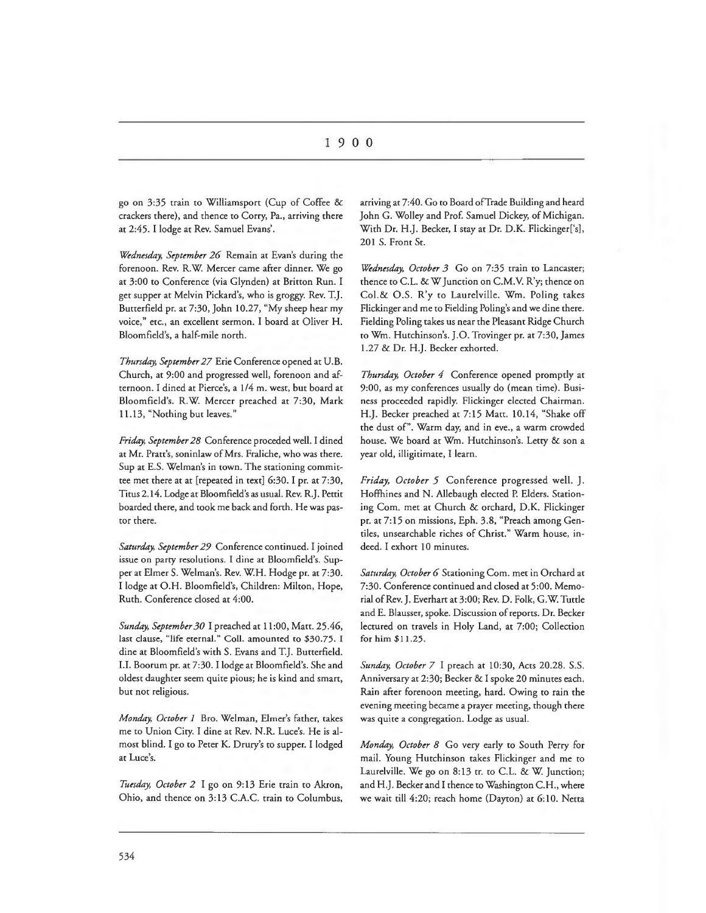# 1900

go on 3:35 train to Williamsport (Cup of Coffee & crackers there), and thence to Corry, Pa., arriving there at 2:45. I lodge at Rev. Samuel Evans'.

*Wednesday, September 26* Remain at Evan's during the forenoon. Rev. R.W. Mercer came after dinner. We go at 3:00 to Conference (via Glynden) at Britton Run. I get supper at Melvin Pickard's, who is groggy. Rev. T.J. Butterfield pr. at 7:30, John 10.27, "My sheep hear my voice," etc., an excellent sermon. I board at Oliver H. Bloomfield's, a half-mile north.

*Thursday, September 27* Erie Conference opened at U.B. Church, at 9:00 and progressed well, forenoon and afternoon. I dined at Pierce's, a 1/4 m. west, but board at Bloomfield's. R.W. Mercer preached at 7:30, Mark 11.13, "Nothing but leaves."

*Friday, September 28* Conference proceded well. I dined at Mr. Pratt's, soninlaw of Mrs. Fraliche, who was there. Sup at E.S. Welman's in town. The stationing committee met there at at [repeated in text] 6:30. I pr. at 7:30, Titus 2.14. Lodge at Bloomfield's as usual. Rev. R.J. Pettit boarded there, and took me back and forth. He was pastor there.

*Saturday, September 29* Conference continued. I joined issue on party resolutions. I dine at Bloomfield's. Supper at Elmer S. Welman's. Rev. W.H. Hodge pr. at 7:30. I lodge at O.H. Bloomfield's, Children: Milton, Hope, Ruth. Conference closed at 4:00.

*Sunday, September 30* I preached at 11:00, Matt. 25.46, last clause, "life eternal." Coll. amounted to $30.75. I dine at Bloomfield's with S. Evans and T.J. Butterfield. I.I. Boorum pr. at 7:30. I lodge at Bloomfield's. She and oldest daughter seem quite pious; he is kind and smart, but not religious.

*Monday, October 1* Bro. Welman, Elmer's father, takes me to Union City. I dine at Rev. N.R. Luce's. He is almost blind. I go to Peter K. Drury's to supper. I lodged at Luce's.

*Tuesday, October 2* I go on 9:13 Erie train to Akron, Ohio, and thence on 3:13 C.A.C. train to Columbus, arriving at 7:40. Go to Board of Trade Building and heard John G. Wolley and Prof. Samuel Dickey, of Michigan. With Dr. H.J. Becker, I stay at Dr. D.K. Flickinger['s], 201 S. Front St.

*Wednesday, October 3* Go on 7:35 train to Lancaster; thence to C.L. & W Junction on C.M.V. R'y; thence on Col.& O.S. R'y to Laurelville. Wm. Poling takes Flickinger and me to Fielding Poling's and we dine there. Fielding Poling takes us near the Pleasant Ridge Church to Wm. Hutchinson's. J.O. Trovinger pr. at 7:30, James 1.27 & Dr. H.J. Becker exhorted.

*Thursday, October 4* Conference opened promptly at 9:00, as my conferences usually do (mean time). Business proceeded rapidly. Flickinger elected Chairman. H.J. Becker preached at 7:15 Matt. 10.14, "Shake off the dust of". Warm day, and in eve., a warm crowded house. We board at Wm. Hutchinson's. Letty & son a year old, illigitimate, I learn.

*Friday, October 5* Conference progressed well. J. Hoffhines and N. Allebaugh elected P. Elders. Stationing Com. met at Church & orchard, D.K. Flickinger pr. at 7:15 on missions, Eph. 3.8, "Preach among Gentiles, unsearchable riches of Christ." Warm house, indeed. I exhort 10 minutes.

*Saturday, October 6* Stationing Com. met in Orchard at 7:30. Conference continued and closed at 5:00. Memorial of Rev. J. Everhart at 3:00; Rev. D. Folk, G.W. Tuttle and E. Blausser, spoke. Discussion of reports. Dr. Becker lectured on travels in Holy Land, at 7:00; Collection for him $11.25.

*Sunday, October 7* I preach at 10:30, Acts 20.28. S.S. Anniversary at 2:30; Becker & I spoke 20 minutes each. Rain after forenoon meeting, hard. Owing to rain the evening meeting became a prayer meeting, though there was quite a congregation. Lodge as usual.

*Monday, October 8* Go very early to South Perry for mail. Young Hutchinson takes Flickinger and me to Laurelville. We go on 8:13 tr. to C.L. & W. Junction; and H.J. Becker and I thence to Washington C.H., where we wait till 4:20; reach home (Dayton) at 6:10. Netta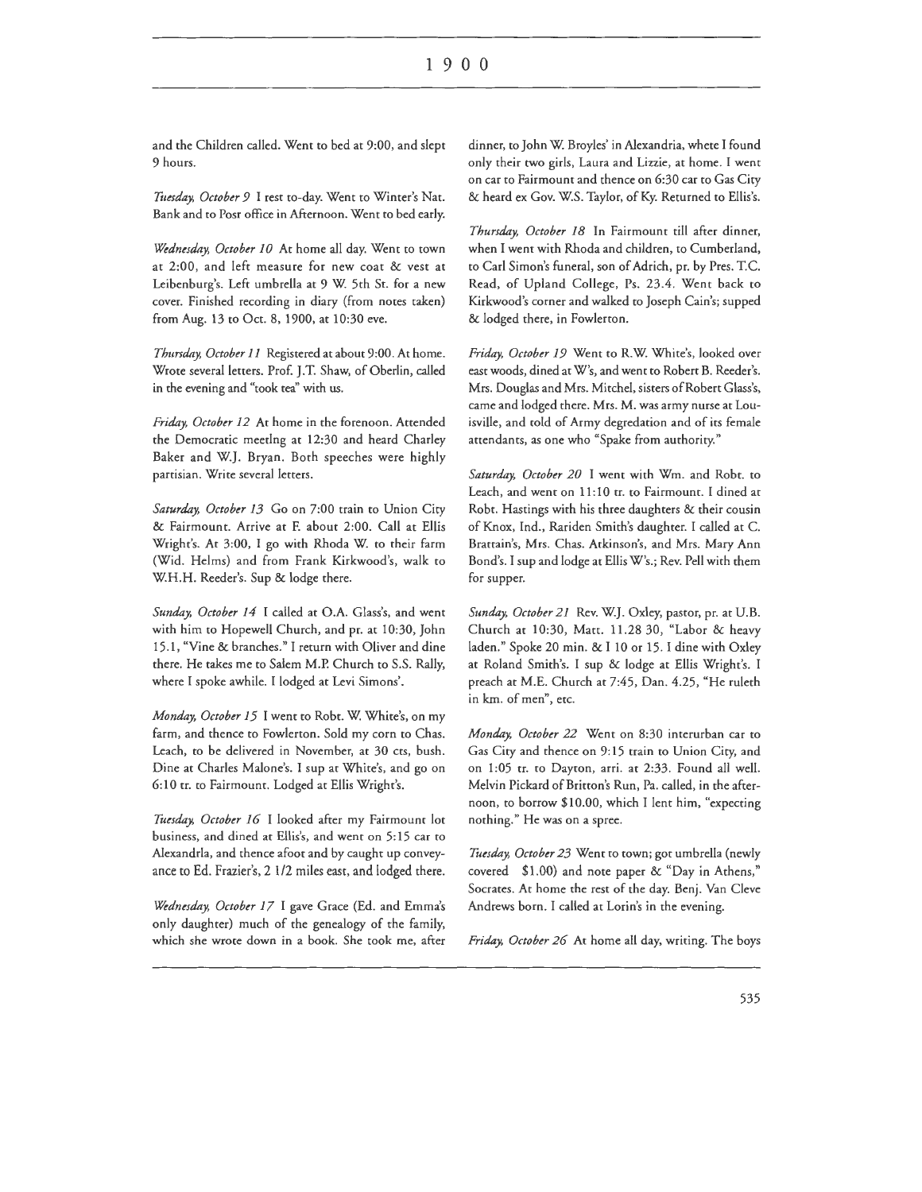and the Children called. Went to bed at 9:00, and slept 9 hours.

*Tuesday, October 9* I rest to-day. Went to Winter's Nat. Bank and to Post office in Afternoon. Went to bed early.

*Wednesday, October 10* At home all day. Went to town at 2:00, and left measure for new coat & vest at Leibenburg's. Left umbrella at 9 W. 5th St. for a new cover. Finished recording in diary (from notes taken) from Aug. 13 to Oct. 8, 1900, at 10:30 eve.

*Thursday, October 11* Registered at about 9:00. At home. Wrote several letters. Prof. J.T. Shaw, of Oberlin, called in the evening and "took tea" with us.

*Friday, October 12* At home in the forenoon. Attended the Democratic meetlng at 12:30 and heard Charley Baker and W.J. Bryan. Both speeches were highly partisian. Write several letters.

*Saturday, October 13* Go on 7:00 train to Union City & Fairmount. Arrive at F. about 2:00. Call at Ellis Wright's. At 3:00, I go with Rhoda W. to their farm (Wid. Helms) and from Frank Kirkwood's, walk to W.H.H. Reeder's. Sup & lodge there.

*Sunday, October 14* I called at O.A. Glass's, and went with him to Hopewell Church, and pr. at 10:30, John 15.1, "Vine & branches." I return with Oliver and dine there. He takes me to Salem M.P. Church to S.S. Rally, where I spoke awhile. I lodged at Levi Simons'.

*Monday, October 15* I went to Robt. W. White's, on my farm, and thence to Fowlerton. Sold my corn to Chas. Leach, to be delivered in November, at 30 cts, bush. Dine at Charles Malone's. I sup at White's, and go on 6:10 tr. to Fairmount. Lodged at Ellis Wright's.

*Tuesday, October 16* I looked after my Fairmount lot business, and dined at Ellis's, and went on 5:15 car to Alexandrla, and thence afoot and by caught up conveyance to Ed. Frazier's, 2 1/2 miles east, and lodged there.

*Wednesday, October 17* I gave Grace (Ed. and Emma's only daughter) much of the genealogy of the family, which she wrote down in a book. She took me, after dinner, to John W. Broyles' in Alexandria, where I found only their two girls, Laura and Lizzie, at home. I went on car to Fairmount and thence on 6:30 car to Gas City & heard ex Gov. W.S. Taylor, of Ky. Returned to Ellis's.

*Thursday, October 18* In Fairmount till after dinner, when I went with Rhoda and children, to Cumberland, to Carl Simon's funeral, son of Adrich, pr. by Pres. T.C. Read, of Upland College, Ps. 23.4. Went back to Kirkwood's corner and walked to Joseph Cain's; supped & lodged there, in Fowlerton.

*Friday, October 19* Went to R.W. White's, looked over east woods, dined at W's, and went to Robert B. Reeder's. Mrs. Douglas and Mrs. Mitchel, sisters of Robert Glass's, came and lodged there. Mrs. M. was army nurse at Louisville, and told of Army degredation and of its female attendants, as one who "Spake from authority."

*Saturday, October 20* I went with Wm. and Robt. to Leach, and went on 11:10 tr. to Fairmount. I dined at Robt. Hastings with his three daughters & their cousin of Knox, Ind., Rariden Smith's daughter. I called at C. Brattain's, Mrs. Chas. Atkinson's, and Mrs. Mary Ann Bond's. I sup and lodge at Ellis W's.; Rev. Pell with them for supper.

*Sunday, October 21* Rev. W.J. Oxley, pastor, pr. at U.B. Church at 10:30, Matt. 11.28 30, "Labor & heavy laden." Spoke 20 min. & I 10 or 15. I dine with Oxley at Roland Smith's. I sup & lodge at Ellis Wright's. I preach at M.E. Church at 7:45, Dan. 4.25, "He ruleth in km. of men", etc.

*Monday, October 22* Went on 8:30 interurban car to Gas City and thence on 9:15 train to Union City, and on 1:05 tr. to Dayton, arri. at 2:33. Found all well. Melvin Pickard of Britton's Run, Pa. called, in the afternoon, to borrow $10.00, which I lent him, "expecting nothing." He was on a spree.

*Tuesday, October 23* Went to town; got umbrella (newly covered $1.00) and note paper & "Day in Athens," Socrates. At home the rest of the day. Benj. Van Cleve Andrews born. I called at Lorin's in the evening.

*Friday, October 26* At home all day, writing. The boys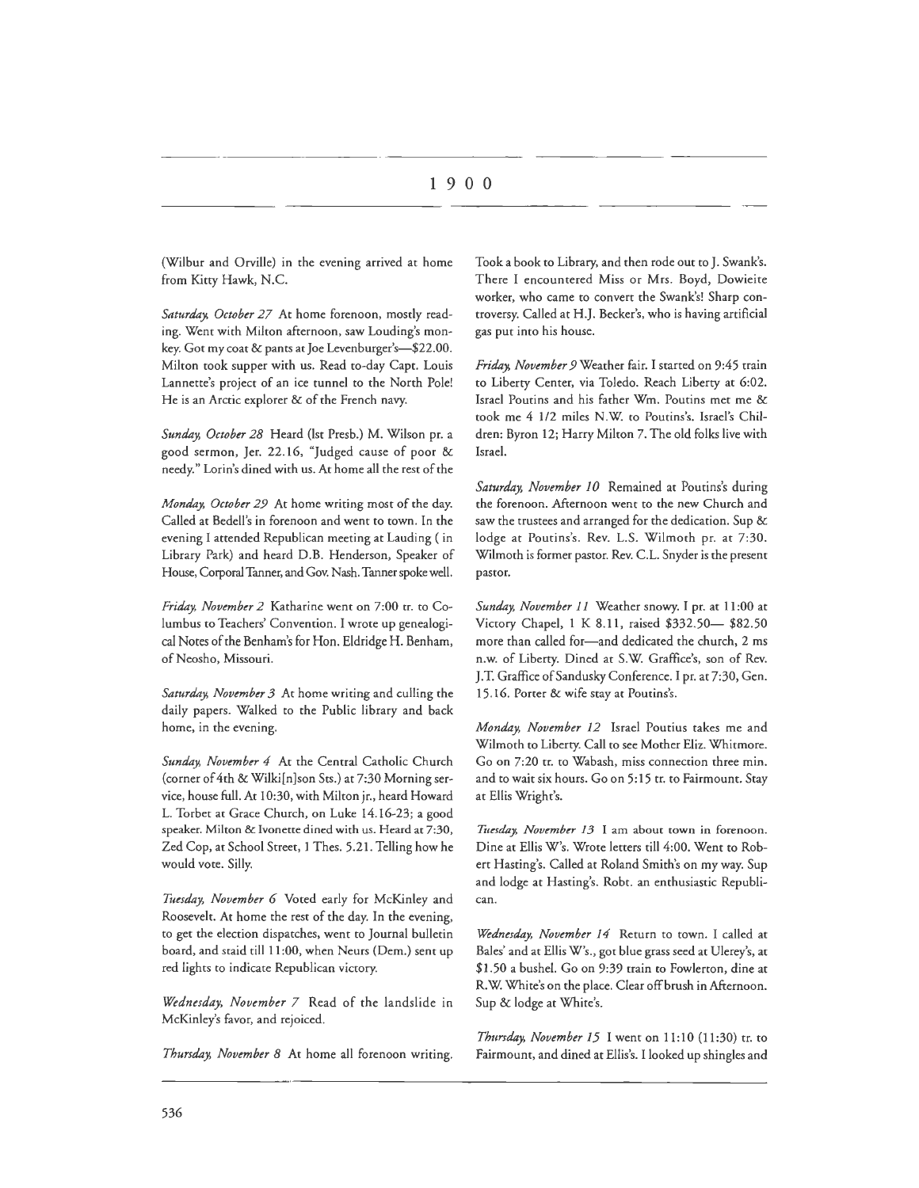# 1900

(Wilbur and Orville) in the evening arrived at home from Kitty Hawk, N.C.

*Saturday, October 27* At home forenoon, mostly reading. Went with Milton afternoon, saw Louding's monkey. Got my coat & pants at Joe Levenburger's—$22.00. Milton took supper with us. Read to-day Capt. Louis Lannette's project of an ice tunnel to the North Pole! He is an Arctic explorer & of the French navy.

*Sunday, October 28* Heard (lst Presb.) M. Wilson pr. a good sermon, Jer. 22.16, "Judged cause of poor & needy." Lorin's dined with us. At home all the rest of the

*Monday, October 29* At home writing most of the day. Called at Bedell's in forenoon and went to town. In the evening I attended Republican meeting at Lauding ( in Library Park) and heard D.B. Henderson, Speaker of House, Corporal Tanner, and Gov. Nash. Tanner spoke well.

*Friday, November 2* Katharine went on 7:00 tr. to Columbus to Teachers' Convention. I wrote up genealogical Notes of the Benham's for Hon. Eldridge H. Benham, of Neosho, Missouri.

*Saturday, November 3* At home writing and culling the daily papers. Walked to the Public library and back home, in the evening.

*Sunday, November 4* At the Central Catholic Church (corner of 4th & Wilki[n]son Sts.) at 7:30 Morning service, house full. At 10:30, with Milton jr., heard Howard L. Torbet at Grace Church, on Luke 14.16-23; a good speaker. Milton & Ivonette dined with us. Heard at 7:30, Zed Cop, at School Street, 1 Thes. 5.21. Telling how he would vote. Silly.

*Tuesday, November 6* Voted early for McKinley and Roosevelt. At home the rest of the day. In the evening, to get the election dispatches, went to Journal bulletin board, and staid till 11:00, when Neurs (Dem.) sent up red lights to indicate Republican victory.

*Wednesday, November 7* Read of the landslide in McKinley's favor, and rejoiced.

*Thursday, November 8* At home all forenoon writing. Took a book to Library, and then rode out to J. Swank's. There I encountered Miss or Mrs. Boyd, Dowieite worker, who came to convert the Swank's! Sharp controversy. Called at H.J. Becker's, who is having artificial gas put into his house.

*Friday, November 9* Weather fair. I started on 9:45 train to Liberty Center, via Toledo. Reach Liberty at 6:02. Israel Poutins and his father Wm. Poutins met me & took me 4 1/2 miles N.W. to Poutins's. Israel's Children: Byron 12; Harry Milton 7. The old folks live with Israel.

*Saturday, November 10* Remained at Poutins's during the forenoon. Afternoon went to the new Church and saw the trustees and arranged for the dedication. Sup & lodge at Poutins's. Rev. L.S. Wilmoth pr. at 7:30. Wilmoth is former pastor. Rev. C.L. Snyder is the present pastor.

*Sunday, November 11* Weather snowy. I pr. at 11:00 at Victory Chapel, 1 K 8.11, raised $332.50— $82.50 more than called for—and dedicated the church, 2 ms n.w. of Liberty. Dined at S.W. Graffice's, son of Rev. J.T. Graffice of Sandusky Conference. I pr. at 7:30, Gen. 15.16. Porter & wife stay at Poutins's.

*Monday, November 12* Israel Poutius takes me and Wilmoth to Liberty. Call to see Mother Eliz. Whitmore. Go on 7:20 tr. to Wabash, miss connection three min. and to wait six hours. Go on 5:15 tr. to Fairmount. Stay at Ellis Wright's.

*Tuesday, November 13* I am about town in forenoon. Dine at Ellis W's. Wrote letters till 4:00. Went to Robert Hasting's. Called at Roland Smith's on my way. Sup and lodge at Hasting's. Robt. an enthusiastic Republican.

*Wednesday, November 14* Return to town. I called at Bales' and at Ellis W's., got blue grass seed at Ulerey's, at $1.50 a bushel. Go on 9:39 train to Fowlerton, dine at R.W. White's on the place. Clear off brush in Afternoon. Sup & lodge at White's.

*Thursday, November 15* I went on 11:10 (11:30) tr. to Fairmount, and dined at Ellis's. I looked up shingles and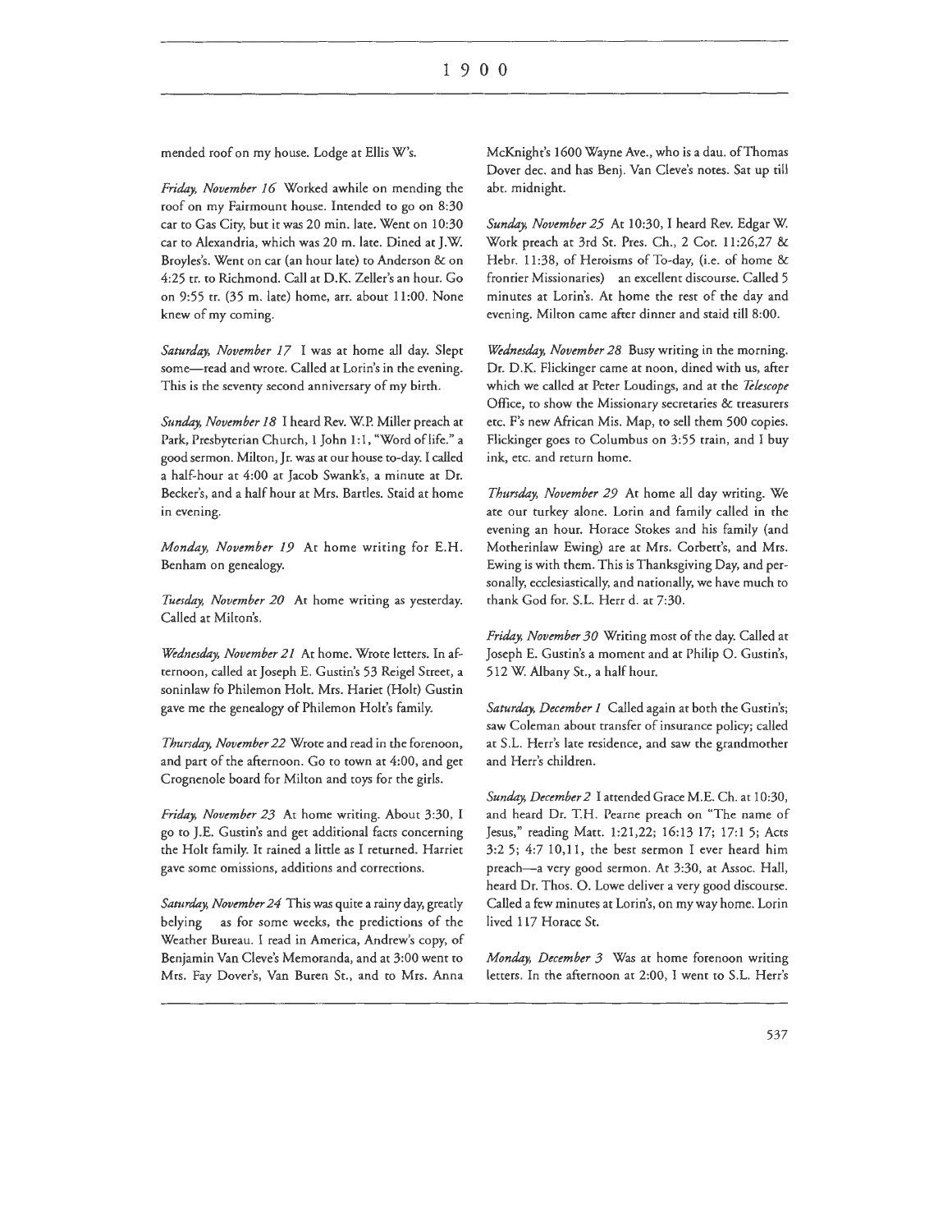mended roof on my house. Lodge at Ellis W's.

*Friday, November 16* Worked awhile on mending the roof on my Fairmount house. Intended to go on 8:30 car to Gas City, but it was 20 min. late. Went on 10:30 car to Alexandria, which was 20 m. late. Dined at J.W. Broyles's. Went on car (an hour late) to Anderson & on 4:25 tr. to Richmond. Call at D.K. Zeller's an hour. Go on 9:55 tr. (35 m. late) home, arr. about 11:00. None knew of my coming.

*Saturday, November 17* I was at home all day. Slept some—read and wrote. Called at Lorin's in the evening. This is the seventy second anniversary of my birth.

*Sunday, November 18* I heard Rev. W.P. Miller preach at Park, Presbyterian Church, 1 John 1:1, "Word of life." a good sermon. Milton, Jr. was at our house to-day. I called a half-hour at 4:00 at Jacob Swank's, a minute at Dr. Becker's, and a half hour at Mrs. Bartles. Staid at home in evening.

*Monday, November 19* At home writing for E.H. Benham on genealogy.

*Tuesday, November 20* At home writing as yesterday. Called at Milton's.

*Wednesday, November 21* At home. Wrote letters. In afternoon, called at Joseph E. Gustin's 53 Reigel Street, a soninlaw fo Philemon Holt. Mrs. Hariet (Holt) Gustin gave me the genealogy of Philemon Holt's family.

*Thursday, November 22* Wrote and read in the forenoon, and part of the afternoon. Go to town at 4:00, and get Crognenole board for Milton and toys for the girls.

*Friday, November 23* At home writing. About 3:30, I go to J.E. Gustin's and get additional facts concerning the Holt family. It rained a little as I returned. Harriet gave some omissions, additions and corrections.

*Saturday, November 24* This was quite a rainy day, greatly belying as for some weeks, the predictions of the Weather Bureau. I read in America, Andrew's copy, of Benjamin Van Cleve's Memoranda, and at 3:00 went to Mrs. Fay Dover's, Van Buren St., and to Mrs. Anna McKnight's 1600 Wayne Ave., who is a dau. of Thomas Dover dec. and has Benj. Van Cleve's notes. Sat up till abt. midnight.

*Sunday, November 25* At 10:30, I heard Rev. Edgar W. Work preach at 3rd St. Pres. Ch., 2 Cor. 11:26,27 & Hebr. 11:38, of Heroisms of To-day, (i.e. of home & frontier Missionaries) an excellent discourse. Called 5 minutes at Lorin's. At home the rest of the day and evening. Milton came after dinner and staid till 8:00.

*Wednesday, November 28* Busy writing in the morning. Dr. D.K. Flickinger came at noon, dined with us, after which we called at Peter Loudings, and at the *Telescope* Office, to show the Missionary secretaries & treasurers etc. F's new African Mis. Map, to sell them 500 copies. Flickinger goes to Columbus on 3:55 train, and I buy ink, etc. and return home.

*Thursday, November 29* At home all day writing. We ate our turkey alone. Lorin and family called in the evening an hour. Horace Stokes and his family (and Motherinlaw Ewing) are at Mrs. Corbett's, and Mrs. Ewing is with them. This is Thanksgiving Day, and personally, ecclesiastically, and nationally, we have much to thank God for. S.L. Herr d. at 7:30.

*Friday, November 30* Writing most of the day. Called at Joseph E. Gustin's a moment and at Philip O. Gustin's, 512 W. Albany St., a half hour.

*Saturday, December 1* Called again at both the Gustin's; saw Coleman about transfer of insurance policy; called at S.L. Herr's late residence, and saw the grandmother and Herr's children.

*Sunday, December 2* I attended Grace M.E. Ch. at 10:30, and heard Dr. T.H. Pearne preach on "The name of Jesus," reading Matt. 1:21,22; 16:13 17; 17:1 5; Acts 3:2 5; 4:7 10,11, the best sermon I ever heard him preach—a very good sermon. At 3:30, at Assoc. Hall, heard Dr. Thos. O. Lowe deliver a very good discourse. Called a few minutes at Lorin's, on my way home. Lorin lived 117 Horace St.

*Monday, December 3* Was at home forenoon writing letters. In the afternoon at 2:00, I went to S.L. Herr's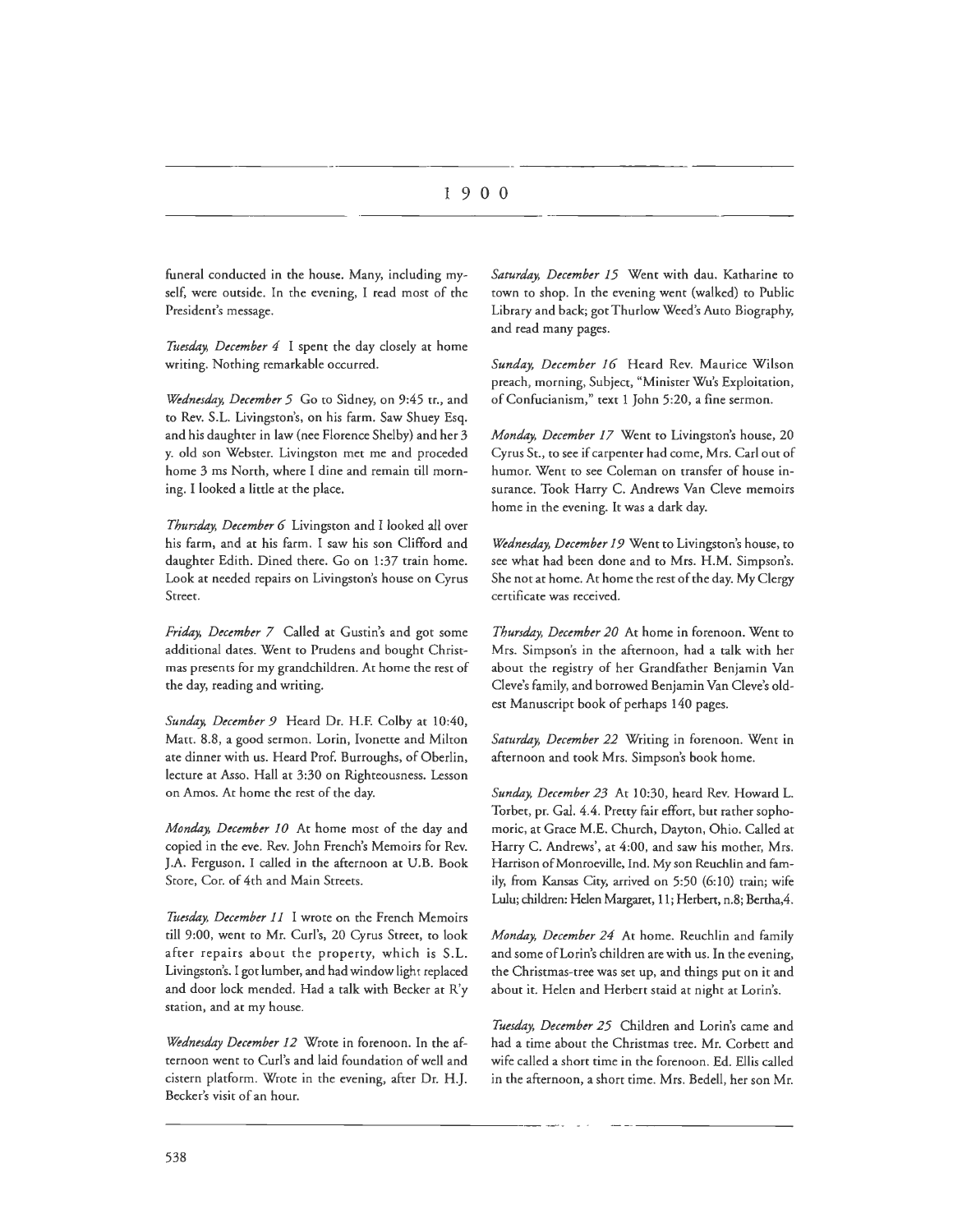funeral conducted in the house. Many, including myself, were outside. In the evening, I read most of the President's message.

*Tuesday, December 4* I spent the day closely at home writing. Nothing remarkable occurred.

*Wednesday, December 5* Go to Sidney, on 9:45 tr., and to Rev. S.L. Livingston's, on his farm. Saw Shuey Esq. and his daughter in law (nee Florence Shelby) and her 3 y. old son Webster. Livingston met me and proceded home 3 ms North, where I dine and remain till morning. I looked a little at the place.

*Thursday, December 6* Livingston and I looked all over his farm, and at his farm. I saw his son Clifford and daughter Edith. Dined there. Go on 1:37 train home. Look at needed repairs on Livingston's house on Cyrus Street.

*Friday, December 7* Called at Gustin's and got some additional dates. Went to Prudens and bought Christmas presents for my grandchildren. At home the rest of the day, reading and writing.

*Sunday, December 9* Heard Dr. H.F. Colby at 10:40, Matt. 8.8, a good sermon. Lorin, Ivonette and Milton ate dinner with us. Heard Prof. Burroughs, of Oberlin, lecture at Asso. Hall at 3:30 on Righteousness. Lesson on Amos. At home the rest of the day.

*Monday, December 10* At home most of the day and copied in the eve. Rev. John French's Memoirs for Rev. J.A. Ferguson. I called in the afternoon at U.B. Book Store, Cor. of 4th and Main Streets.

*Tuesday, December 11* I wrote on the French Memoirs till 9:00, went to Mr. Curl's, 20 Cyrus Street, to look after repairs about the property, which is S.L. Livingston's. I got lumber, and had window light replaced and door lock mended. Had a talk with Becker at R'y station, and at my house.

*Wednesday December 12* Wrote in forenoon. In the afternoon went to Curl's and laid foundation of well and cistern platform. Wrote in the evening, after Dr. H.J. Becker's visit of an hour.

*Saturday, December 15* Went with dau. Katharine to town to shop. In the evening went (walked) to Public Library and back; got Thurlow Weed's Auto Biography, and read many pages.

*Sunday, December 16* Heard Rev. Maurice Wilson preach, morning, Subject, "Minister Wu's Exploitation, of Confucianism," text 1 John 5:20, a fine sermon.

*Monday, December 17* Went to Livingston's house, 20 Cyrus St., to see if carpenter had come, Mrs. Carl out of humor. Went to see Coleman on transfer of house insurance. Took Harry C. Andrews Van Cleve memoirs home in the evening. It was a dark day.

*Wednesday, December 19* Went to Livingston's house, to see what had been done and to Mrs. H.M. Simpson's. She not at home. At home the rest of the day. My Clergy certificate was received.

*Thursday, December 20* At home in forenoon. Went to Mrs. Simpson's in the afternoon, had a talk with her about the registry of her Grandfather Benjamin Van Cleve's family, and borrowed Benjamin Van Cleve's oldest Manuscript book of perhaps 140 pages.

*Saturday, December 22* Writing in forenoon. Went in afternoon and took Mrs. Simpson's book home.

*Sunday, December 23* At 10:30, heard Rev. Howard L. Torbet, pr. Gal. 4.4. Pretty fair effort, but rather sophomoric, at Grace M.E. Church, Dayton, Ohio. Called at Harry C. Andrews', at 4:00, and saw his mother, Mrs. Harrison of Monroeville, Ind. My son Reuchlin and family, from Kansas City, arrived on 5:50 (6:10) train; wife Lulu; children: Helen Margaret, 11; Herbert, n.8; Bertha,4.

*Monday, December 24* At home. Reuchlin and family and some of Lorin's children are with us. In the evening, the Christmas-tree was set up, and things put on it and about it. Helen and Herbert staid at night at Lorin's.

*Tuesday, December 25* Children and Lorin's came and had a time about the Christmas tree. Mr. Corbett and wife called a short time in the forenoon. Ed. Ellis called in the afternoon, a short time. Mrs. Bedell, her son Mr.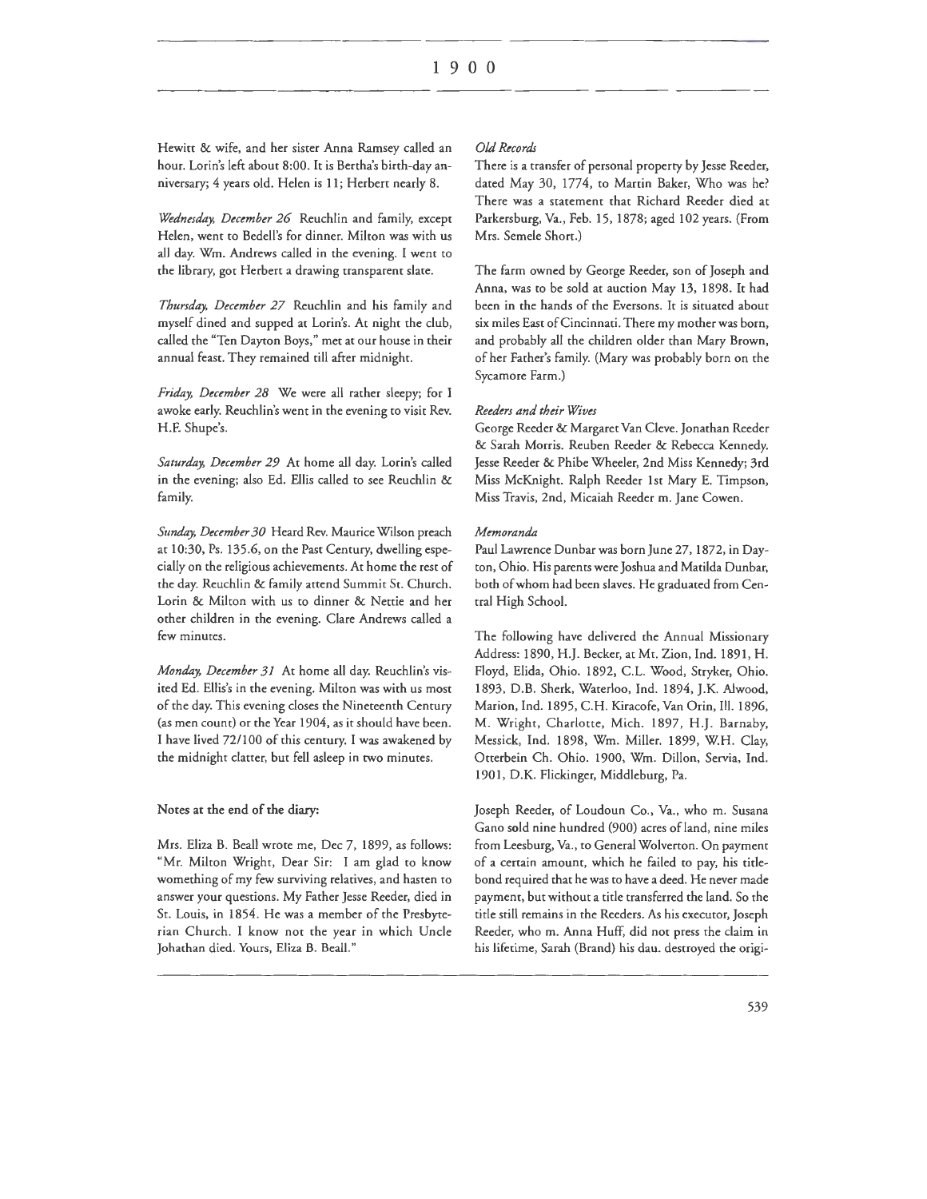Hewitt & wife, and her sister Anna Ramsey called an hour. Lorin's left about 8:00. It is Bertha's birth-day anniversary; 4 years old. Helen is 11; Herbert nearly 8.

*Wednesday, December 26* Reuchlin and family, except Helen, went to Bedell's for dinner. Milton was with us all day. Wm. Andrews called in the evening. I went to the library, got Herbert a drawing transparent slate.

*Thursday, December 27* Reuchlin and his family and myself dined and supped at Lorin's. At night the club, called the "Ten Dayton Boys," met at our house in their annual feast. They remained till after midnight.

*Friday, December 28* We were all rather sleepy; for I awoke early. Reuchlin's went in the evening to visit Rev. H.F. Shupe's.

*Saturday, December 29* At home all day. Lorin's called in the evening; also Ed. Ellis called to see Reuchlin & family.

*Sunday, December 30* Heard Rev. Maurice Wilson preach at 10:30, Ps. 135.6, on the Past Century, dwelling especially on the religious achievements. At home the rest of the day. Reuchlin & family attend Summit St. Church. Lorin & Milton with us to dinner & Nettie and her other children in the evening. Clare Andrews called a few minutes.

*Monday, December 31* At home all day. Reuchlin's visited Ed. Ellis's in the evening. Milton was with us most of the day. This evening closes the Nineteenth Century (as men count) or the Year 1904, as it should have been. I have lived 72/100 of this century. I was awakened by the midnight clatter, but fell asleep in two minutes.

**Notes at the end of the diary:**

Mrs. Eliza B. Beall wrote me, Dec 7, 1899, as follows: "Mr. Milton Wright, Dear Sir: I am glad to know womething of my few surviving relatives, and hasten to answer your questions. My Father Jesse Reeder, died in St. Louis, in 1854. He was a member of the Presbyterian Church. I know not the year in which Uncle Johathan died. Yours, Eliza B. Beall."

*Old Records*

There is a transfer of personal property by Jesse Reeder, dated May 30, 1774, to Martin Baker, Who was he? There was a statement that Richard Reeder died at Parkersburg, Va., Feb. 15, 1878; aged 102 years. (From Mrs. Semele Short.)

The farm owned by George Reeder, son of Joseph and Anna, was to be sold at auction May 13, 1898. It had been in the hands of the Eversons. It is situated about six miles East of Cincinnati. There my mother was born, and probably all the children older than Mary Brown, of her Father's family. (Mary was probably born on the Sycamore Farm.)

*Reeders and their Wives*

George Reeder & Margaret Van Cleve. Jonathan Reeder & Sarah Morris. Reuben Reeder & Rebecca Kennedy. Jesse Reeder & Phibe Wheeler, 2nd Miss Kennedy; 3rd Miss McKnight. Ralph Reeder 1st Mary E. Timpson, Miss Travis, 2nd, Micaiah Reeder m. Jane Cowen.

*Memoranda*

Paul Lawrence Dunbar was born June 27, 1872, in Dayton, Ohio. His parents were Joshua and Matilda Dunbar, both of whom had been slaves. He graduated from Central High School.

The following have delivered the Annual Missionary Address: 1890, H.J. Becker, at Mt. Zion, Ind. 1891, H. Floyd, Elida, Ohio. 1892, C.L. Wood, Stryker, Ohio. 1893, D.B. Sherk, Waterloo, Ind. 1894, J.K. Alwood, Marion, Ind. 1895, C.H. Kiracofe, Van Orin, Ill. 1896, M. Wright, Charlotte, Mich. 1897, H.J. Barnaby, Messick, Ind. 1898, Wm. Miller. 1899, W.H. Clay, Otterbein Ch. Ohio. 1900, Wm. Dillon, Servia, Ind. 1901, D.K. Flickinger, Middleburg, Pa.

Joseph Reeder, of Loudoun Co., Va., who m. Susana Gano sold nine hundred (900) acres of land, nine miles from Leesburg, Va., to General Wolverton. On payment of a certain amount, which he failed to pay, his title-bond required that he was to have a deed. He never made payment, but without a title transferred the land. So the title still remains in the Reeders. As his executor, Joseph Reeder, who m. Anna Huff, did not press the claim in his lifetime, Sarah (Brand) his dau. destroyed the origi-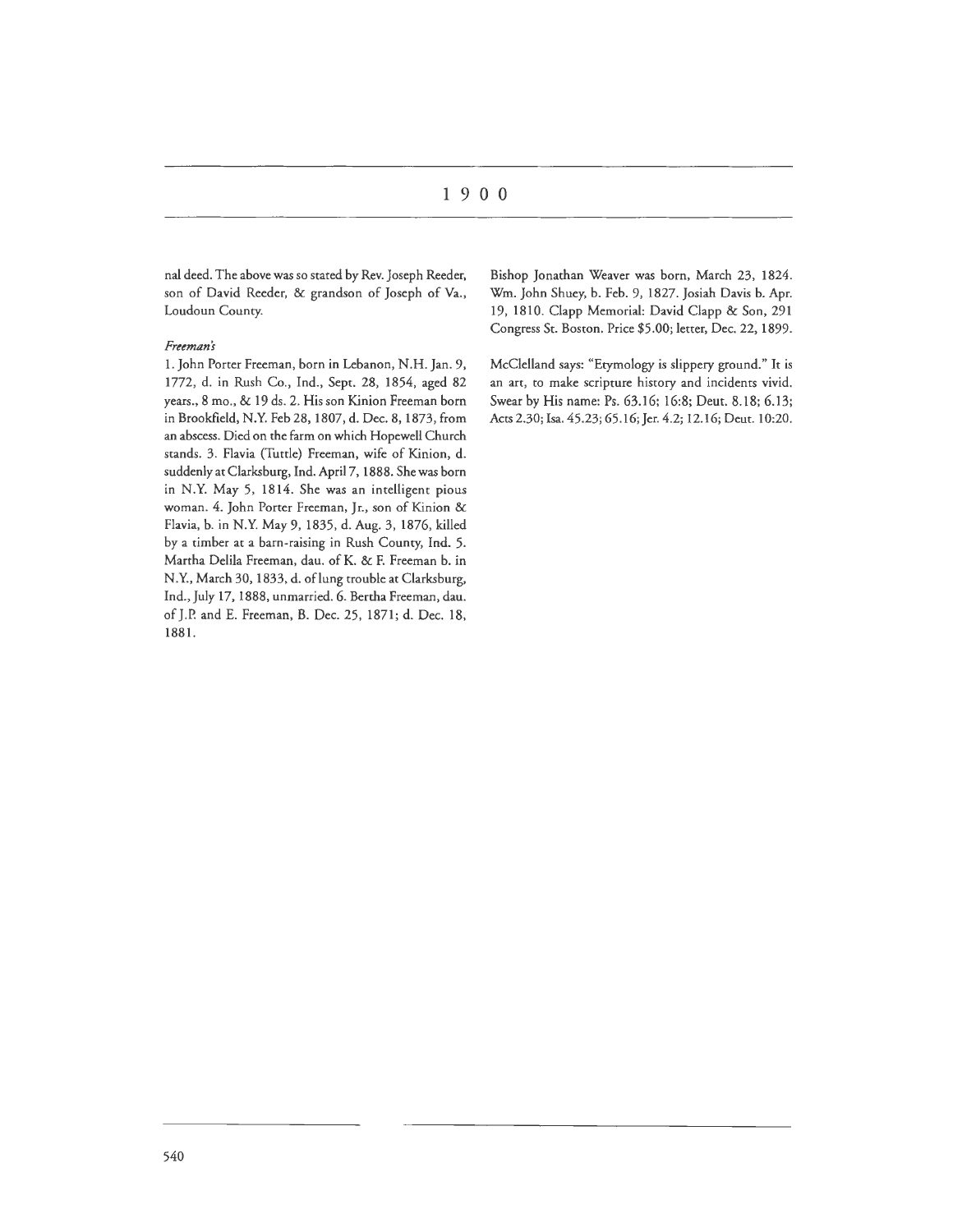nal deed. The above was so stated by Rev. Joseph Reeder, son of David Reeder, & grandson of Joseph of Va., Loudoun County.

*Freeman's*

1. John Porter Freeman, born in Lebanon, N.H. Jan. 9, 1772, d. in Rush Co., Ind., Sept. 28, 1854, aged 82 years., 8 mo., & 19 ds. 2. His son Kinion Freeman born in Brookfield, N.Y. Feb 28, 1807, d. Dec. 8, 1873, from an abscess. Died on the farm on which Hopewell Church stands. 3. Flavia (Tuttle) Freeman, wife of Kinion, d. suddenly at Clarksburg, Ind. April 7, 1888. She was born in N.Y. May 5, 1814. She was an intelligent pious woman. 4. John Porter Freeman, Jr., son of Kinion & Flavia, b. in N.Y. May 9, 1835, d. Aug. 3, 1876, killed by a timber at a barn-raising in Rush County, Ind. 5. Martha Delila Freeman, dau. of K. & F. Freeman b. in N.Y., March 30, 1833, d. of lung trouble at Clarksburg, Ind., July 17, 1888, unmarried. 6. Bertha Freeman, dau. of J.P. and E. Freeman, B. Dec. 25, 1871; d. Dec. 18, 1881.

Bishop Jonathan Weaver was born, March 23, 1824. Wm. John Shuey, b. Feb. 9, 1827. Josiah Davis b. Apr. 19, 1810. Clapp Memorial: David Clapp & Son, 291 Congress St. Boston. Price $5.00; letter, Dec. 22, 1899.

McClelland says: "Etymology is slippery ground." It is an art, to make scripture history and incidents vivid. Swear by His name: Ps. 63.16; 16:8; Deut. 8.18; 6.13; Acts 2.30; Isa. 45.23; 65.16; Jer. 4.2; 12.16; Deut. 10:20.